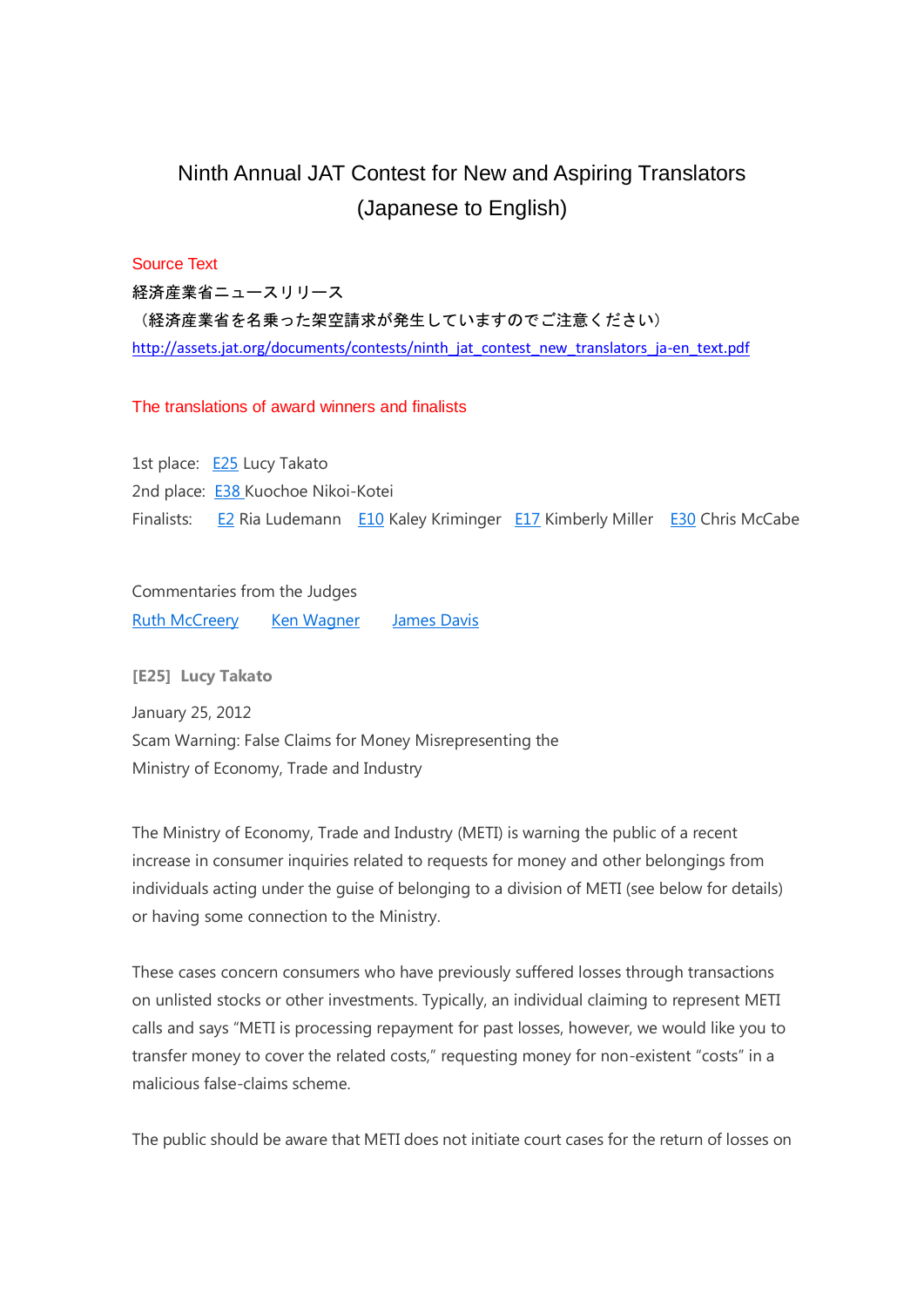# Ninth Annual JAT Contest for New and Aspiring Translators (Japanese to English)

Source Text

経済産業省ニュースリリース

（経済産業省を名乗った架空請求が発生していますのでご注意ください）

http://assets.jat.org/documents/contests/ninth_jat_contest_new_translators_ja-en_text.pdf

The translations of award winners and finalists

1st place: E25 Lucy Takato

2nd place: E38 Kuochoe Nikoi-Kotei

Finalists: E2 Ria Ludemann E10 Kaley Kriminger E17 Kimberly Miller E30 Chris McCabe

Commentaries from the Judges

Ruth McCreery Ken Wagner James Davis

**[E25] Lucy Takato**

January 25, 2012

Scam Warning: False Claims for Money Misrepresenting the Ministry of Economy, Trade and Industry

The Ministry of Economy, Trade and Industry (METI) is warning the public of a recent increase in consumer inquiries related to requests for money and other belongings from individuals acting under the guise of belonging to a division of METI (see below for details) or having some connection to the Ministry.

These cases concern consumers who have previously suffered losses through transactions on unlisted stocks or other investments. Typically, an individual claiming to represent METI calls and says "METI is processing repayment for past losses, however, we would like you to transfer money to cover the related costs," requesting money for non-existent "costs" in a malicious false-claims scheme.

The public should be aware that METI does not initiate court cases for the return of losses on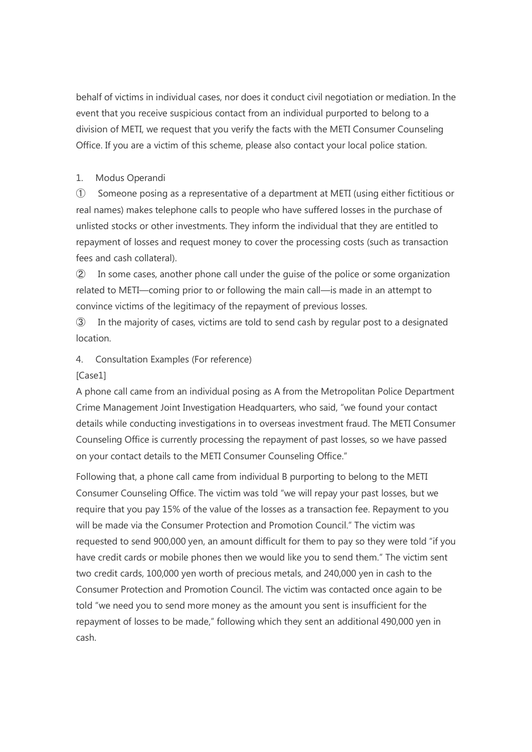behalf of victims in individual cases, nor does it conduct civil negotiation or mediation. In the event that you receive suspicious contact from an individual purported to belong to a division of METI, we request that you verify the facts with the METI Consumer Counseling Office. If you are a victim of this scheme, please also contact your local police station.

1. Modus Operandi

① Someone posing as a representative of a department at METI (using either fictitious or real names) makes telephone calls to people who have suffered losses in the purchase of unlisted stocks or other investments. They inform the individual that they are entitled to repayment of losses and request money to cover the processing costs (such as transaction fees and cash collateral).

② In some cases, another phone call under the guise of the police or some organization related to METI—coming prior to or following the main call—is made in an attempt to convince victims of the legitimacy of the repayment of previous losses.

③ In the majority of cases, victims are told to send cash by regular post to a designated location.

4. Consultation Examples (For reference)

[Case1]

A phone call came from an individual posing as A from the Metropolitan Police Department Crime Management Joint Investigation Headquarters, who said, "we found your contact details while conducting investigations in to overseas investment fraud. The METI Consumer Counseling Office is currently processing the repayment of past losses, so we have passed on your contact details to the METI Consumer Counseling Office."

Following that, a phone call came from individual B purporting to belong to the METI Consumer Counseling Office. The victim was told "we will repay your past losses, but we require that you pay 15% of the value of the losses as a transaction fee. Repayment to you will be made via the Consumer Protection and Promotion Council." The victim was requested to send 900,000 yen, an amount difficult for them to pay so they were told "if you have credit cards or mobile phones then we would like you to send them." The victim sent two credit cards, 100,000 yen worth of precious metals, and 240,000 yen in cash to the Consumer Protection and Promotion Council. The victim was contacted once again to be told "we need you to send more money as the amount you sent is insufficient for the repayment of losses to be made," following which they sent an additional 490,000 yen in cash.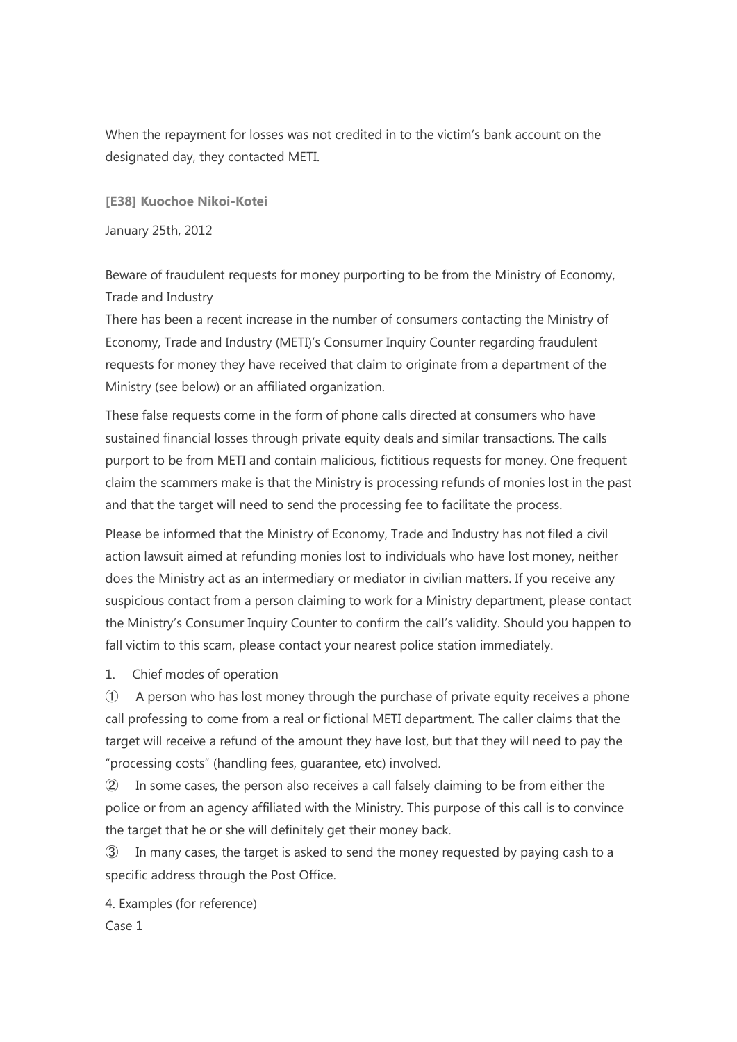When the repayment for losses was not credited in to the victim's bank account on the designated day, they contacted METI.

**[E38] Kuochoe Nikoi-Kotei**

January 25th, 2012

Beware of fraudulent requests for money purporting to be from the Ministry of Economy, Trade and Industry

There has been a recent increase in the number of consumers contacting the Ministry of Economy, Trade and Industry (METI)'s Consumer Inquiry Counter regarding fraudulent requests for money they have received that claim to originate from a department of the Ministry (see below) or an affiliated organization.

These false requests come in the form of phone calls directed at consumers who have sustained financial losses through private equity deals and similar transactions. The calls purport to be from METI and contain malicious, fictitious requests for money. One frequent claim the scammers make is that the Ministry is processing refunds of monies lost in the past and that the target will need to send the processing fee to facilitate the process.

Please be informed that the Ministry of Economy, Trade and Industry has not filed a civil action lawsuit aimed at refunding monies lost to individuals who have lost money, neither does the Ministry act as an intermediary or mediator in civilian matters. If you receive any suspicious contact from a person claiming to work for a Ministry department, please contact the Ministry's Consumer Inquiry Counter to confirm the call's validity. Should you happen to fall victim to this scam, please contact your nearest police station immediately.

1. Chief modes of operation

① A person who has lost money through the purchase of private equity receives a phone call professing to come from a real or fictional METI department. The caller claims that the target will receive a refund of the amount they have lost, but that they will need to pay the "processing costs" (handling fees, guarantee, etc) involved.

② In some cases, the person also receives a call falsely claiming to be from either the police or from an agency affiliated with the Ministry. This purpose of this call is to convince the target that he or she will definitely get their money back.

③ In many cases, the target is asked to send the money requested by paying cash to a specific address through the Post Office.

4. Examples (for reference)

Case 1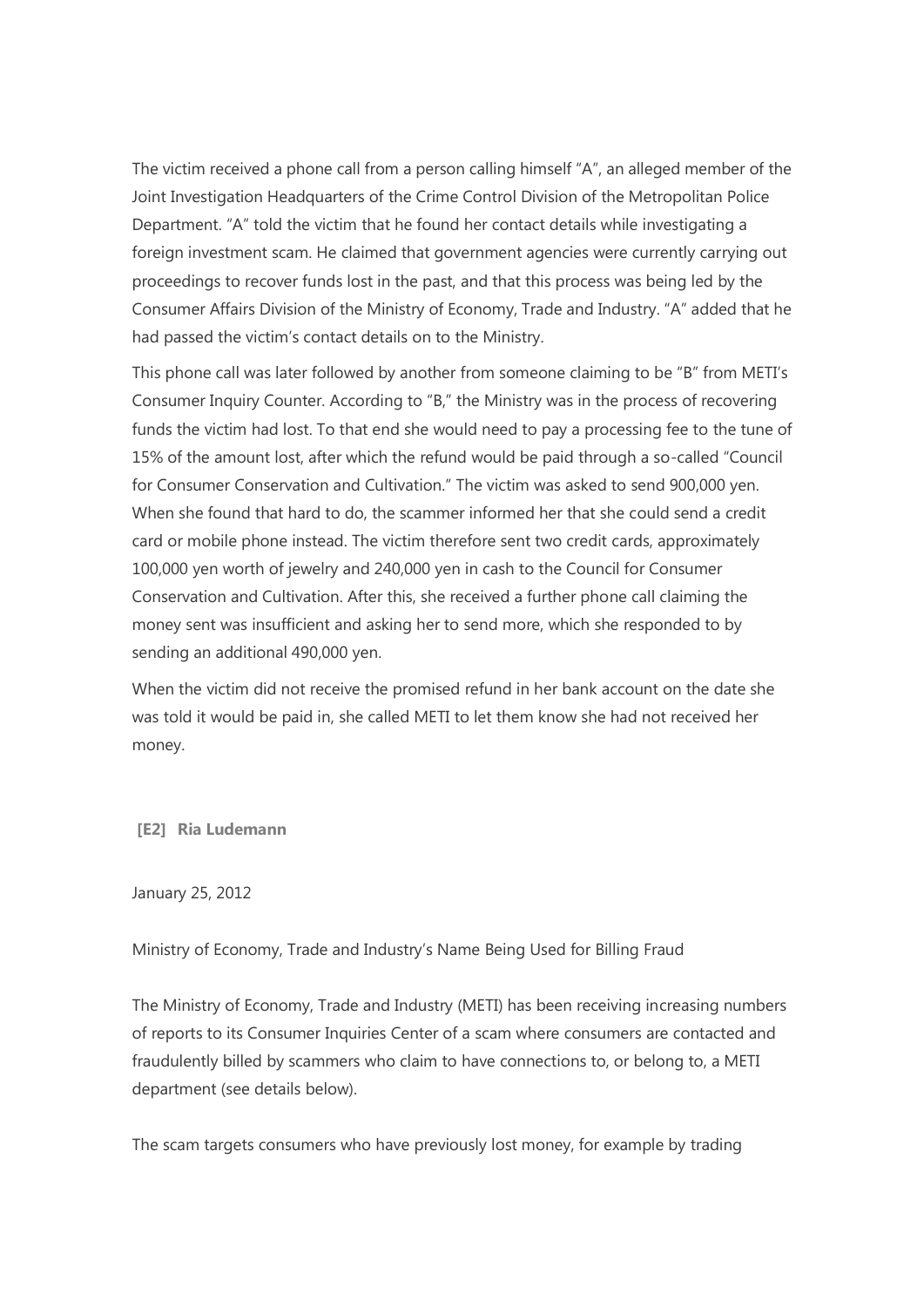The victim received a phone call from a person calling himself "A", an alleged member of the Joint Investigation Headquarters of the Crime Control Division of the Metropolitan Police Department. "A" told the victim that he found her contact details while investigating a foreign investment scam. He claimed that government agencies were currently carrying out proceedings to recover funds lost in the past, and that this process was being led by the Consumer Affairs Division of the Ministry of Economy, Trade and Industry. "A" added that he had passed the victim's contact details on to the Ministry.

This phone call was later followed by another from someone claiming to be "B" from METI's Consumer Inquiry Counter. According to "B," the Ministry was in the process of recovering funds the victim had lost. To that end she would need to pay a processing fee to the tune of 15% of the amount lost, after which the refund would be paid through a so-called "Council for Consumer Conservation and Cultivation." The victim was asked to send 900,000 yen. When she found that hard to do, the scammer informed her that she could send a credit card or mobile phone instead. The victim therefore sent two credit cards, approximately 100,000 yen worth of jewelry and 240,000 yen in cash to the Council for Consumer Conservation and Cultivation. After this, she received a further phone call claiming the money sent was insufficient and asking her to send more, which she responded to by sending an additional 490,000 yen.

When the victim did not receive the promised refund in her bank account on the date she was told it would be paid in, she called METI to let them know she had not received her money.

**[E2] Ria Ludemann**

January 25, 2012

Ministry of Economy, Trade and Industry's Name Being Used for Billing Fraud

The Ministry of Economy, Trade and Industry (METI) has been receiving increasing numbers of reports to its Consumer Inquiries Center of a scam where consumers are contacted and fraudulently billed by scammers who claim to have connections to, or belong to, a METI department (see details below).

The scam targets consumers who have previously lost money, for example by trading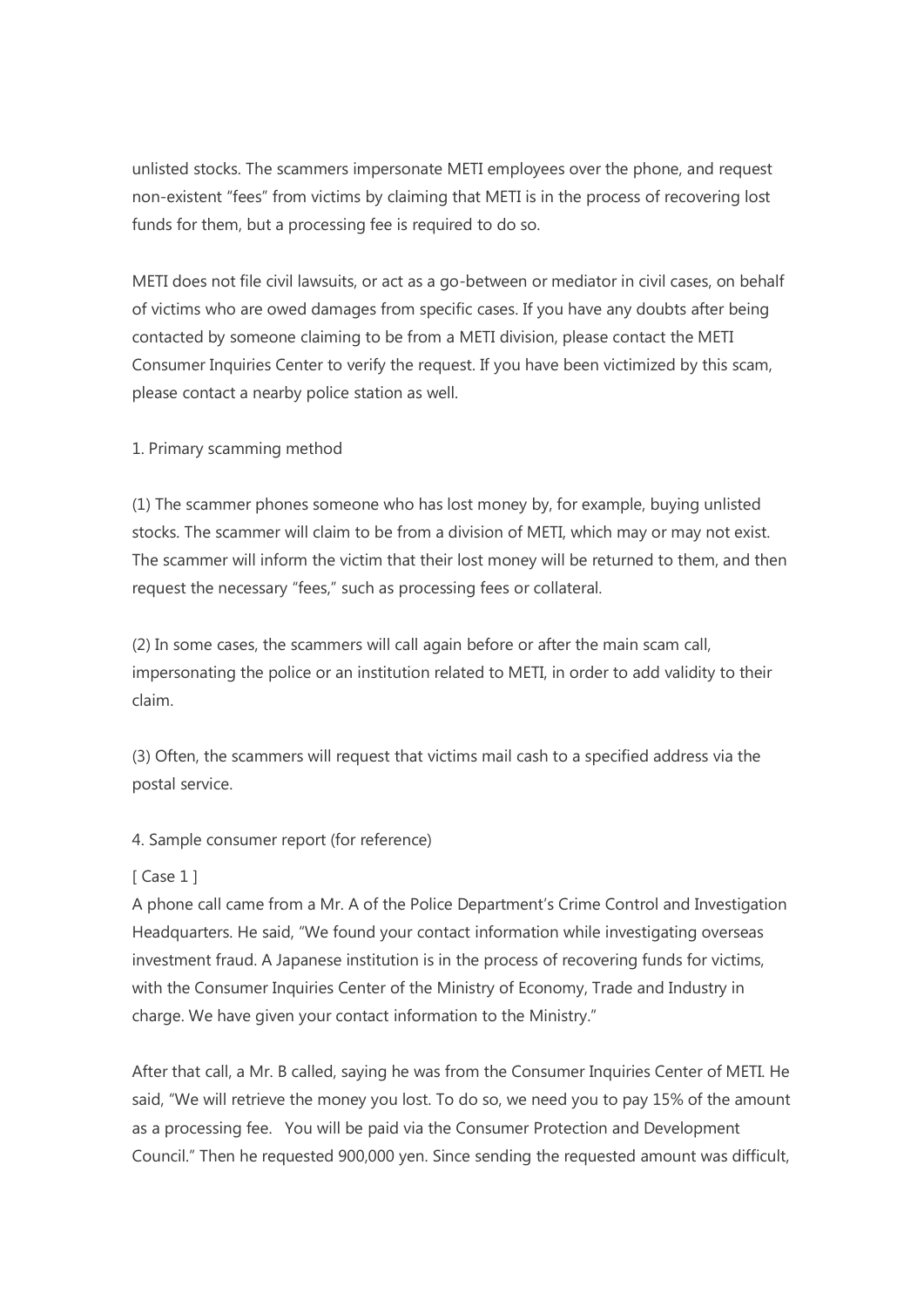unlisted stocks. The scammers impersonate METI employees over the phone, and request non-existent "fees" from victims by claiming that METI is in the process of recovering lost funds for them, but a processing fee is required to do so.

METI does not file civil lawsuits, or act as a go-between or mediator in civil cases, on behalf of victims who are owed damages from specific cases. If you have any doubts after being contacted by someone claiming to be from a METI division, please contact the METI Consumer Inquiries Center to verify the request. If you have been victimized by this scam, please contact a nearby police station as well.

1. Primary scamming method

(1) The scammer phones someone who has lost money by, for example, buying unlisted stocks. The scammer will claim to be from a division of METI, which may or may not exist. The scammer will inform the victim that their lost money will be returned to them, and then request the necessary "fees," such as processing fees or collateral.

(2) In some cases, the scammers will call again before or after the main scam call, impersonating the police or an institution related to METI, in order to add validity to their claim.

(3) Often, the scammers will request that victims mail cash to a specified address via the postal service.

4. Sample consumer report (for reference)

[ Case 1 ]
A phone call came from a Mr. A of the Police Department's Crime Control and Investigation Headquarters. He said, "We found your contact information while investigating overseas investment fraud. A Japanese institution is in the process of recovering funds for victims, with the Consumer Inquiries Center of the Ministry of Economy, Trade and Industry in charge. We have given your contact information to the Ministry."

After that call, a Mr. B called, saying he was from the Consumer Inquiries Center of METI. He said, "We will retrieve the money you lost. To do so, we need you to pay 15% of the amount as a processing fee. You will be paid via the Consumer Protection and Development Council." Then he requested 900,000 yen. Since sending the requested amount was difficult,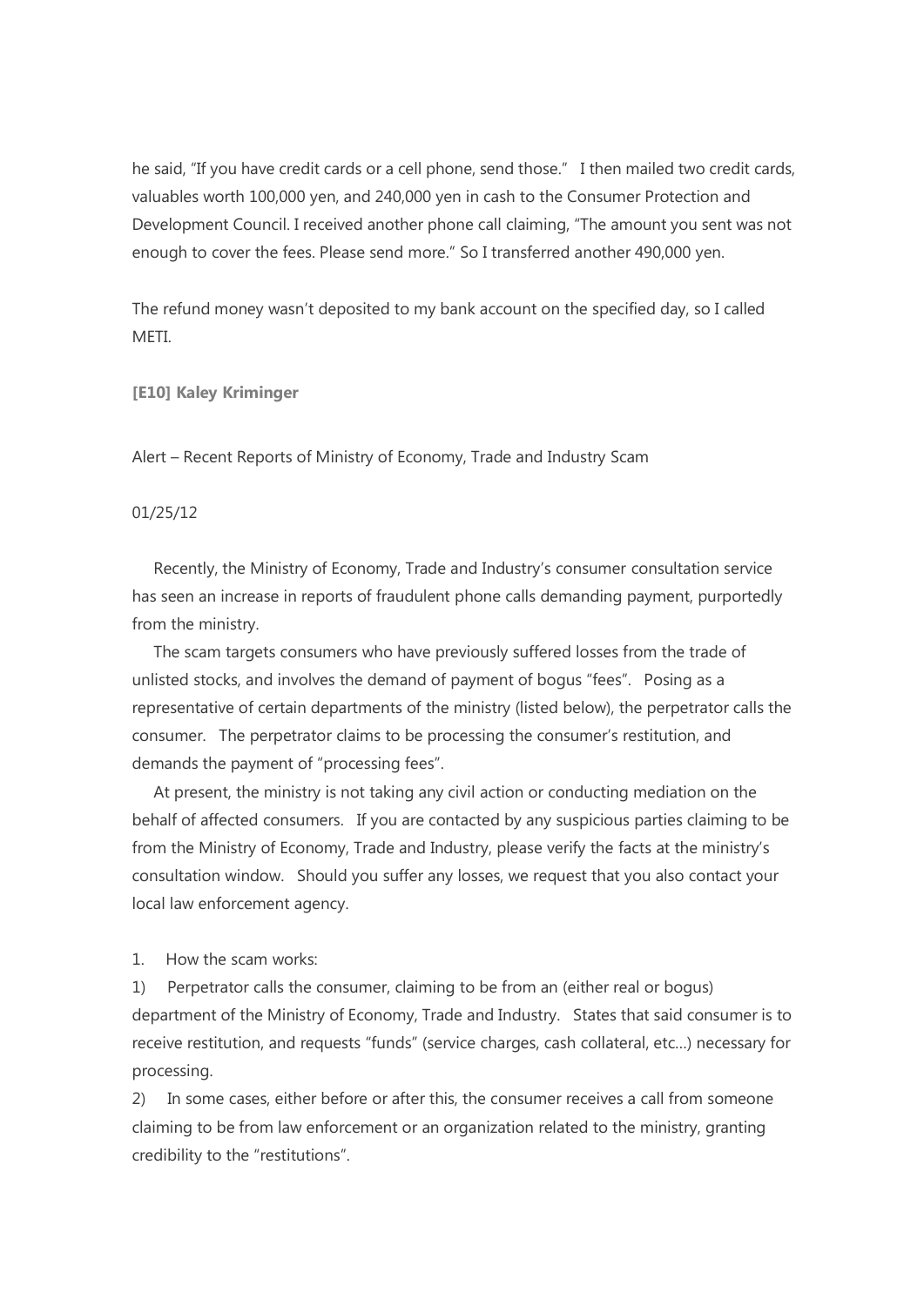he said, "If you have credit cards or a cell phone, send those." I then mailed two credit cards, valuables worth 100,000 yen, and 240,000 yen in cash to the Consumer Protection and Development Council. I received another phone call claiming, "The amount you sent was not enough to cover the fees. Please send more." So I transferred another 490,000 yen.

The refund money wasn't deposited to my bank account on the specified day, so I called METI.

**[E10] Kaley Kriminger**

Alert – Recent Reports of Ministry of Economy, Trade and Industry Scam

01/25/12

Recently, the Ministry of Economy, Trade and Industry's consumer consultation service has seen an increase in reports of fraudulent phone calls demanding payment, purportedly from the ministry.

The scam targets consumers who have previously suffered losses from the trade of unlisted stocks, and involves the demand of payment of bogus "fees". Posing as a representative of certain departments of the ministry (listed below), the perpetrator calls the consumer. The perpetrator claims to be processing the consumer's restitution, and demands the payment of "processing fees".

At present, the ministry is not taking any civil action or conducting mediation on the behalf of affected consumers. If you are contacted by any suspicious parties claiming to be from the Ministry of Economy, Trade and Industry, please verify the facts at the ministry's consultation window. Should you suffer any losses, we request that you also contact your local law enforcement agency.

1. How the scam works:

1) Perpetrator calls the consumer, claiming to be from an (either real or bogus) department of the Ministry of Economy, Trade and Industry. States that said consumer is to receive restitution, and requests "funds" (service charges, cash collateral, etc...) necessary for processing.

2) In some cases, either before or after this, the consumer receives a call from someone claiming to be from law enforcement or an organization related to the ministry, granting credibility to the "restitutions".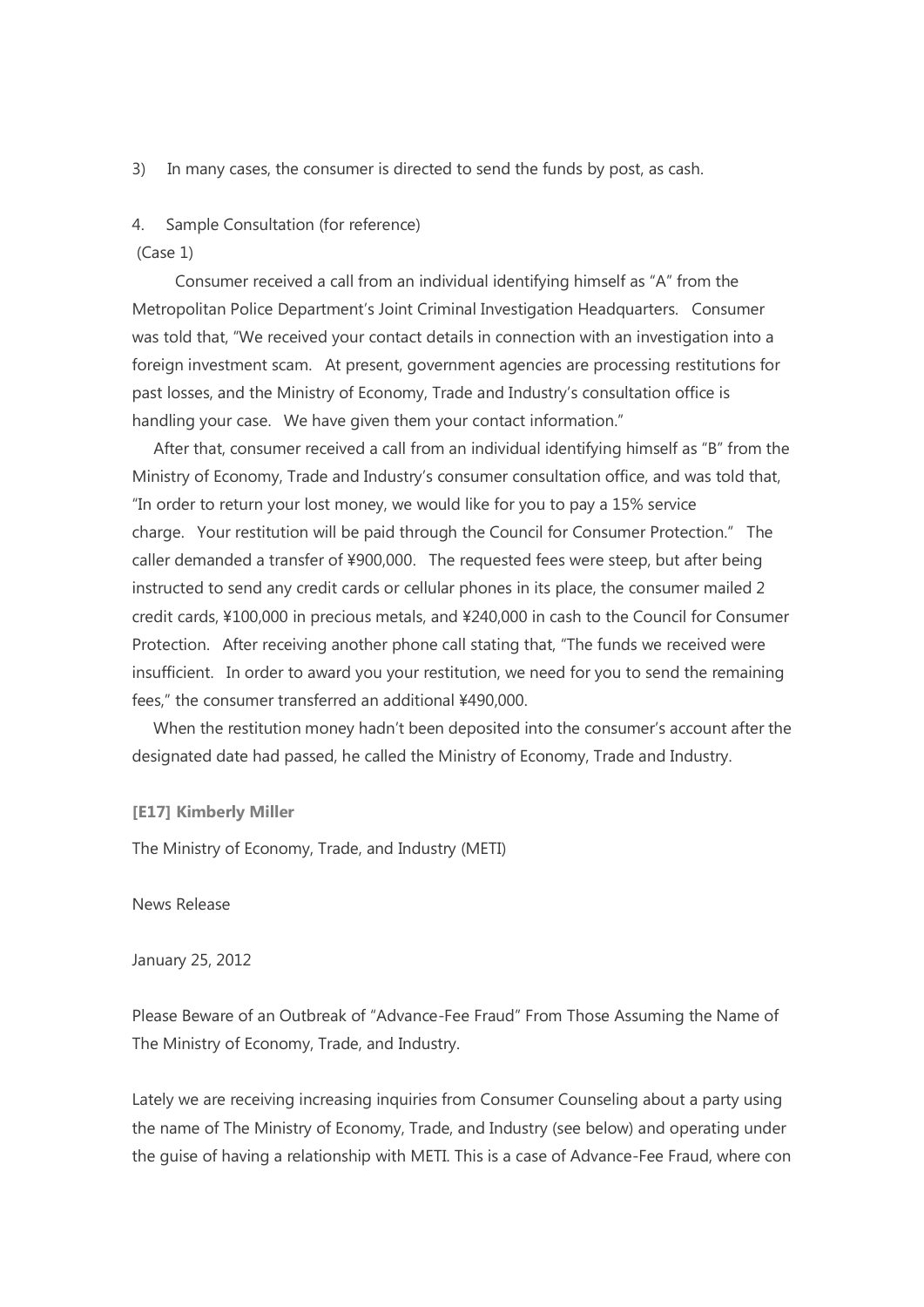3) In many cases, the consumer is directed to send the funds by post, as cash.

4. Sample Consultation (for reference)

(Case 1)

Consumer received a call from an individual identifying himself as "A" from the Metropolitan Police Department's Joint Criminal Investigation Headquarters. Consumer was told that, "We received your contact details in connection with an investigation into a foreign investment scam. At present, government agencies are processing restitutions for past losses, and the Ministry of Economy, Trade and Industry's consultation office is handling your case. We have given them your contact information."

After that, consumer received a call from an individual identifying himself as "B" from the Ministry of Economy, Trade and Industry's consumer consultation office, and was told that, "In order to return your lost money, we would like for you to pay a 15% service charge. Your restitution will be paid through the Council for Consumer Protection." The caller demanded a transfer of ¥900,000. The requested fees were steep, but after being instructed to send any credit cards or cellular phones in its place, the consumer mailed 2 credit cards, ¥100,000 in precious metals, and ¥240,000 in cash to the Council for Consumer Protection. After receiving another phone call stating that, "The funds we received were insufficient. In order to award you your restitution, we need for you to send the remaining fees," the consumer transferred an additional ¥490,000.

When the restitution money hadn't been deposited into the consumer's account after the designated date had passed, he called the Ministry of Economy, Trade and Industry.

**[E17] Kimberly Miller**

The Ministry of Economy, Trade, and Industry (METI)

News Release

January 25, 2012

Please Beware of an Outbreak of "Advance-Fee Fraud" From Those Assuming the Name of The Ministry of Economy, Trade, and Industry.

Lately we are receiving increasing inquiries from Consumer Counseling about a party using the name of The Ministry of Economy, Trade, and Industry (see below) and operating under the guise of having a relationship with METI. This is a case of Advance-Fee Fraud, where con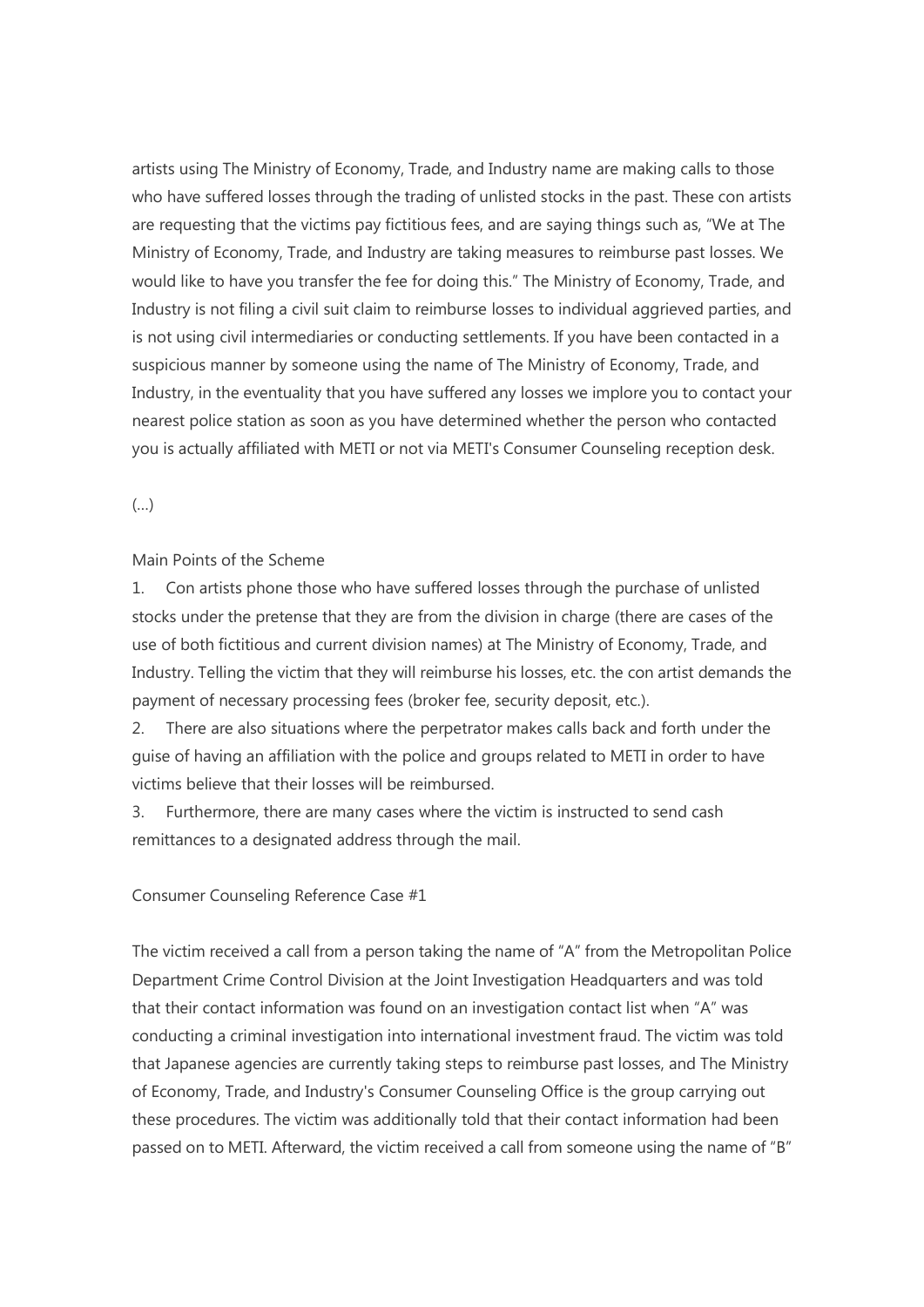artists using The Ministry of Economy, Trade, and Industry name are making calls to those who have suffered losses through the trading of unlisted stocks in the past. These con artists are requesting that the victims pay fictitious fees, and are saying things such as, "We at The Ministry of Economy, Trade, and Industry are taking measures to reimburse past losses. We would like to have you transfer the fee for doing this." The Ministry of Economy, Trade, and Industry is not filing a civil suit claim to reimburse losses to individual aggrieved parties, and is not using civil intermediaries or conducting settlements. If you have been contacted in a suspicious manner by someone using the name of The Ministry of Economy, Trade, and Industry, in the eventuality that you have suffered any losses we implore you to contact your nearest police station as soon as you have determined whether the person who contacted you is actually affiliated with METI or not via METI's Consumer Counseling reception desk.

(...)

Main Points of the Scheme

1. Con artists phone those who have suffered losses through the purchase of unlisted stocks under the pretense that they are from the division in charge (there are cases of the use of both fictitious and current division names) at The Ministry of Economy, Trade, and Industry. Telling the victim that they will reimburse his losses, etc. the con artist demands the payment of necessary processing fees (broker fee, security deposit, etc.).
2. There are also situations where the perpetrator makes calls back and forth under the guise of having an affiliation with the police and groups related to METI in order to have victims believe that their losses will be reimbursed.
3. Furthermore, there are many cases where the victim is instructed to send cash remittances to a designated address through the mail.

Consumer Counseling Reference Case #1

The victim received a call from a person taking the name of "A" from the Metropolitan Police Department Crime Control Division at the Joint Investigation Headquarters and was told that their contact information was found on an investigation contact list when "A" was conducting a criminal investigation into international investment fraud. The victim was told that Japanese agencies are currently taking steps to reimburse past losses, and The Ministry of Economy, Trade, and Industry's Consumer Counseling Office is the group carrying out these procedures. The victim was additionally told that their contact information had been passed on to METI. Afterward, the victim received a call from someone using the name of "B"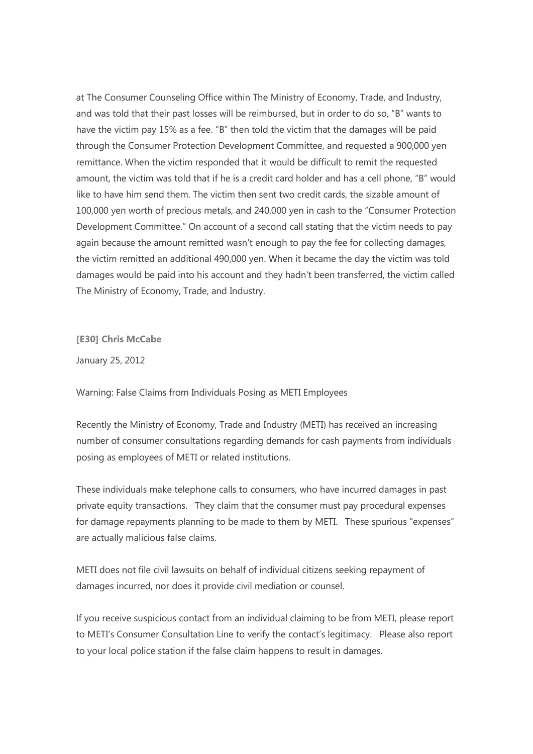at The Consumer Counseling Office within The Ministry of Economy, Trade, and Industry, and was told that their past losses will be reimbursed, but in order to do so, "B" wants to have the victim pay 15% as a fee. "B" then told the victim that the damages will be paid through the Consumer Protection Development Committee, and requested a 900,000 yen remittance. When the victim responded that it would be difficult to remit the requested amount, the victim was told that if he is a credit card holder and has a cell phone, "B" would like to have him send them. The victim then sent two credit cards, the sizable amount of 100,000 yen worth of precious metals, and 240,000 yen in cash to the "Consumer Protection Development Committee." On account of a second call stating that the victim needs to pay again because the amount remitted wasn't enough to pay the fee for collecting damages, the victim remitted an additional 490,000 yen. When it became the day the victim was told damages would be paid into his account and they hadn't been transferred, the victim called The Ministry of Economy, Trade, and Industry.

**[E30] Chris McCabe**

January 25, 2012

Warning: False Claims from Individuals Posing as METI Employees

Recently the Ministry of Economy, Trade and Industry (METI) has received an increasing number of consumer consultations regarding demands for cash payments from individuals posing as employees of METI or related institutions.

These individuals make telephone calls to consumers, who have incurred damages in past private equity transactions. They claim that the consumer must pay procedural expenses for damage repayments planning to be made to them by METI. These spurious "expenses" are actually malicious false claims.

METI does not file civil lawsuits on behalf of individual citizens seeking repayment of damages incurred, nor does it provide civil mediation or counsel.

If you receive suspicious contact from an individual claiming to be from METI, please report to METI's Consumer Consultation Line to verify the contact's legitimacy. Please also report to your local police station if the false claim happens to result in damages.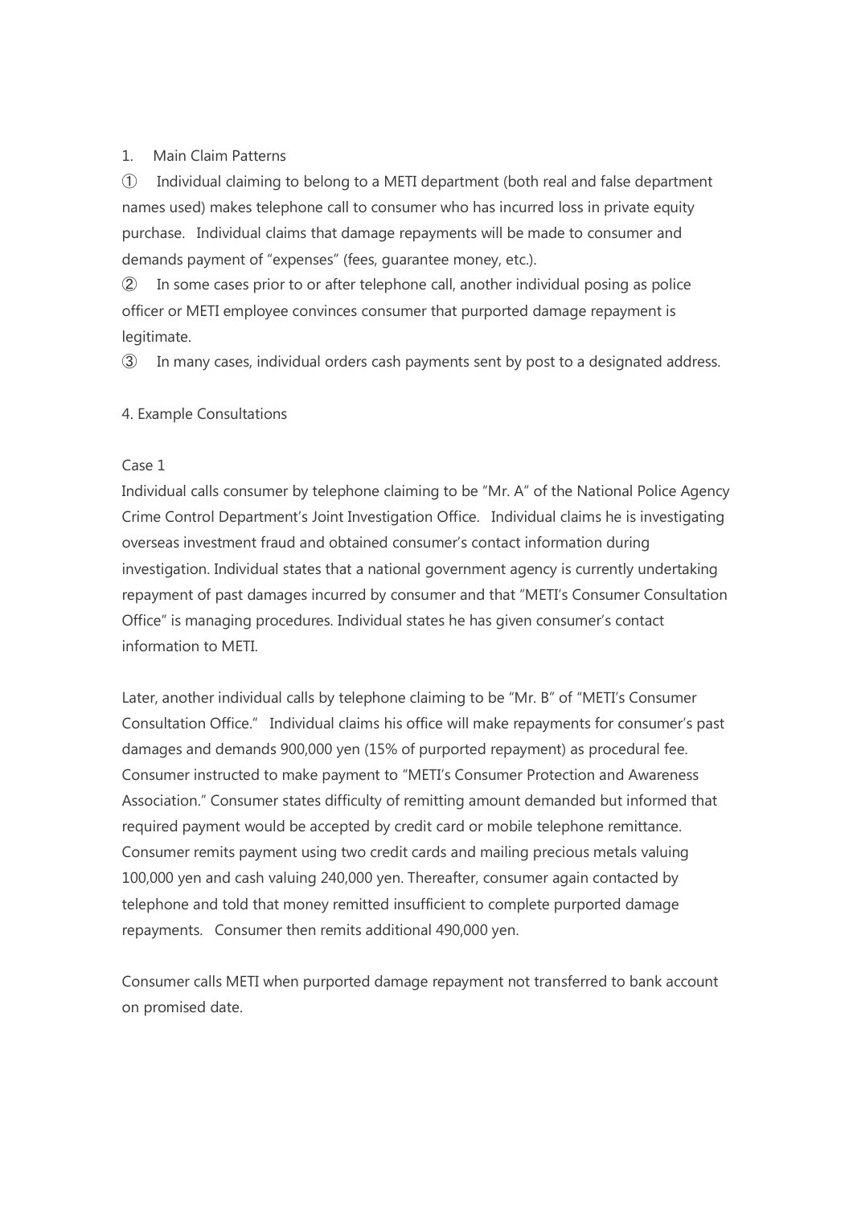1. Main Claim Patterns

① Individual claiming to belong to a METI department (both real and false department names used) makes telephone call to consumer who has incurred loss in private equity purchase. Individual claims that damage repayments will be made to consumer and demands payment of "expenses" (fees, guarantee money, etc.).

② In some cases prior to or after telephone call, another individual posing as police officer or METI employee convinces consumer that purported damage repayment is legitimate.

③ In many cases, individual orders cash payments sent by post to a designated address.

4. Example Consultations

Case 1

Individual calls consumer by telephone claiming to be "Mr. A" of the National Police Agency Crime Control Department's Joint Investigation Office. Individual claims he is investigating overseas investment fraud and obtained consumer's contact information during investigation. Individual states that a national government agency is currently undertaking repayment of past damages incurred by consumer and that "METI's Consumer Consultation Office" is managing procedures. Individual states he has given consumer's contact information to METI.

Later, another individual calls by telephone claiming to be "Mr. B" of "METI's Consumer Consultation Office." Individual claims his office will make repayments for consumer's past damages and demands 900,000 yen (15% of purported repayment) as procedural fee. Consumer instructed to make payment to "METI's Consumer Protection and Awareness Association." Consumer states difficulty of remitting amount demanded but informed that required payment would be accepted by credit card or mobile telephone remittance. Consumer remits payment using two credit cards and mailing precious metals valuing 100,000 yen and cash valuing 240,000 yen. Thereafter, consumer again contacted by telephone and told that money remitted insufficient to complete purported damage repayments. Consumer then remits additional 490,000 yen.

Consumer calls METI when purported damage repayment not transferred to bank account on promised date.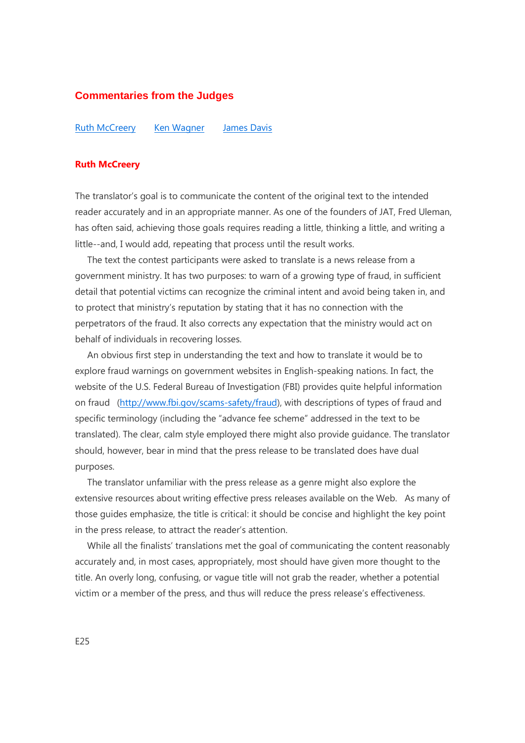## Commentaries from the Judges

[Ruth McCreery](#) [Ken Wagner](#) [James Davis](#)

### Ruth McCreery

The translator's goal is to communicate the content of the original text to the intended reader accurately and in an appropriate manner. As one of the founders of JAT, Fred Uleman, has often said, achieving those goals requires reading a little, thinking a little, and writing a little--and, I would add, repeating that process until the result works.

The text the contest participants were asked to translate is a news release from a government ministry. It has two purposes: to warn of a growing type of fraud, in sufficient detail that potential victims can recognize the criminal intent and avoid being taken in, and to protect that ministry's reputation by stating that it has no connection with the perpetrators of the fraud. It also corrects any expectation that the ministry would act on behalf of individuals in recovering losses.

An obvious first step in understanding the text and how to translate it would be to explore fraud warnings on government websites in English-speaking nations. In fact, the website of the U.S. Federal Bureau of Investigation (FBI) provides quite helpful information on fraud (http://www.fbi.gov/scams-safety/fraud), with descriptions of types of fraud and specific terminology (including the "advance fee scheme" addressed in the text to be translated). The clear, calm style employed there might also provide guidance. The translator should, however, bear in mind that the press release to be translated does have dual purposes.

The translator unfamiliar with the press release as a genre might also explore the extensive resources about writing effective press releases available on the Web. As many of those guides emphasize, the title is critical: it should be concise and highlight the key point in the press release, to attract the reader's attention.

While all the finalists' translations met the goal of communicating the content reasonably accurately and, in most cases, appropriately, most should have given more thought to the title. An overly long, confusing, or vague title will not grab the reader, whether a potential victim or a member of the press, and thus will reduce the press release's effectiveness.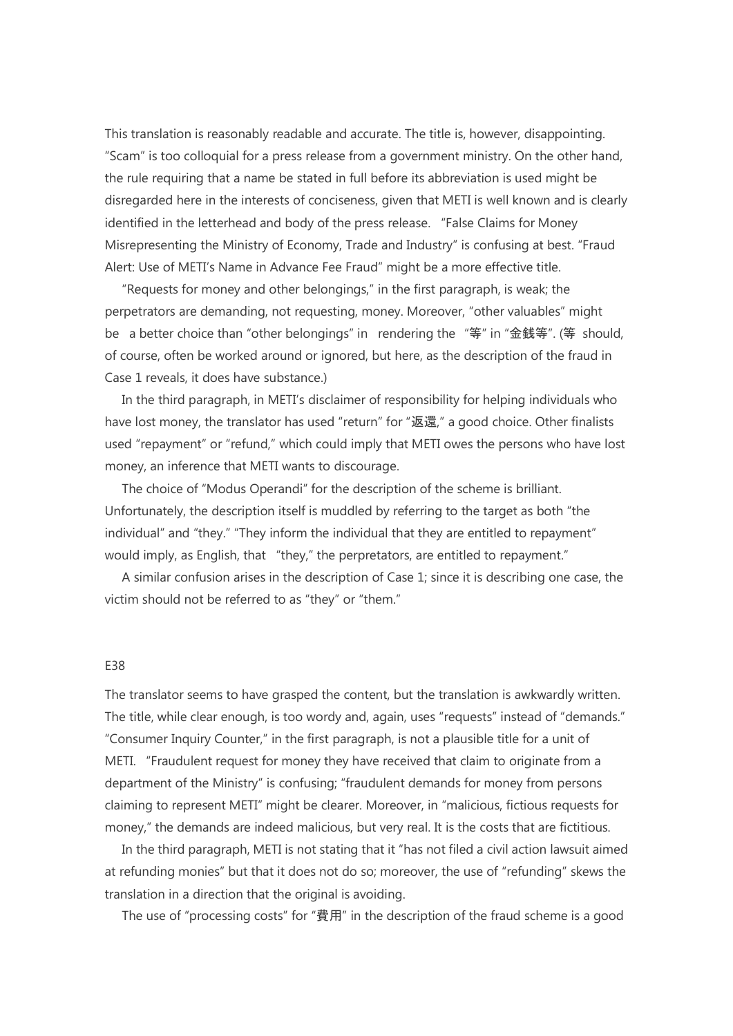This translation is reasonably readable and accurate. The title is, however, disappointing. “Scam” is too colloquial for a press release from a government ministry. On the other hand, the rule requiring that a name be stated in full before its abbreviation is used might be disregarded here in the interests of conciseness, given that METI is well known and is clearly identified in the letterhead and body of the press release. “False Claims for Money Misrepresenting the Ministry of Economy, Trade and Industry” is confusing at best. “Fraud Alert: Use of METI’s Name in Advance Fee Fraud” might be a more effective title.

“Requests for money and other belongings,” in the first paragraph, is weak; the perpetrators are demanding, not requesting, money. Moreover, “other valuables” might be a better choice than “other belongings” in rendering the “等” in “金銭等”. (等 should, of course, often be worked around or ignored, but here, as the description of the fraud in Case 1 reveals, it does have substance.)

In the third paragraph, in METI’s disclaimer of responsibility for helping individuals who have lost money, the translator has used “return” for “返還,” a good choice. Other finalists used “repayment” or “refund,” which could imply that METI owes the persons who have lost money, an inference that METI wants to discourage.

The choice of “Modus Operandi” for the description of the scheme is brilliant. Unfortunately, the description itself is muddled by referring to the target as both “the individual” and “they.” “They inform the individual that they are entitled to repayment” would imply, as English, that “they,” the perpetrators, are entitled to repayment.”

A similar confusion arises in the description of Case 1; since it is describing one case, the victim should not be referred to as “they” or “them.”

E38

The translator seems to have grasped the content, but the translation is awkwardly written. The title, while clear enough, is too wordy and, again, uses “requests” instead of “demands.” “Consumer Inquiry Counter,” in the first paragraph, is not a plausible title for a unit of METI. “Fraudulent request for money they have received that claim to originate from a department of the Ministry” is confusing; “fraudulent demands for money from persons claiming to represent METI” might be clearer. Moreover, in “malicious, fictious requests for money,” the demands are indeed malicious, but very real. It is the costs that are fictitious.

In the third paragraph, METI is not stating that it “has not filed a civil action lawsuit aimed at refunding monies” but that it does not do so; moreover, the use of “refunding” skews the translation in a direction that the original is avoiding.

The use of “processing costs” for “費用” in the description of the fraud scheme is a good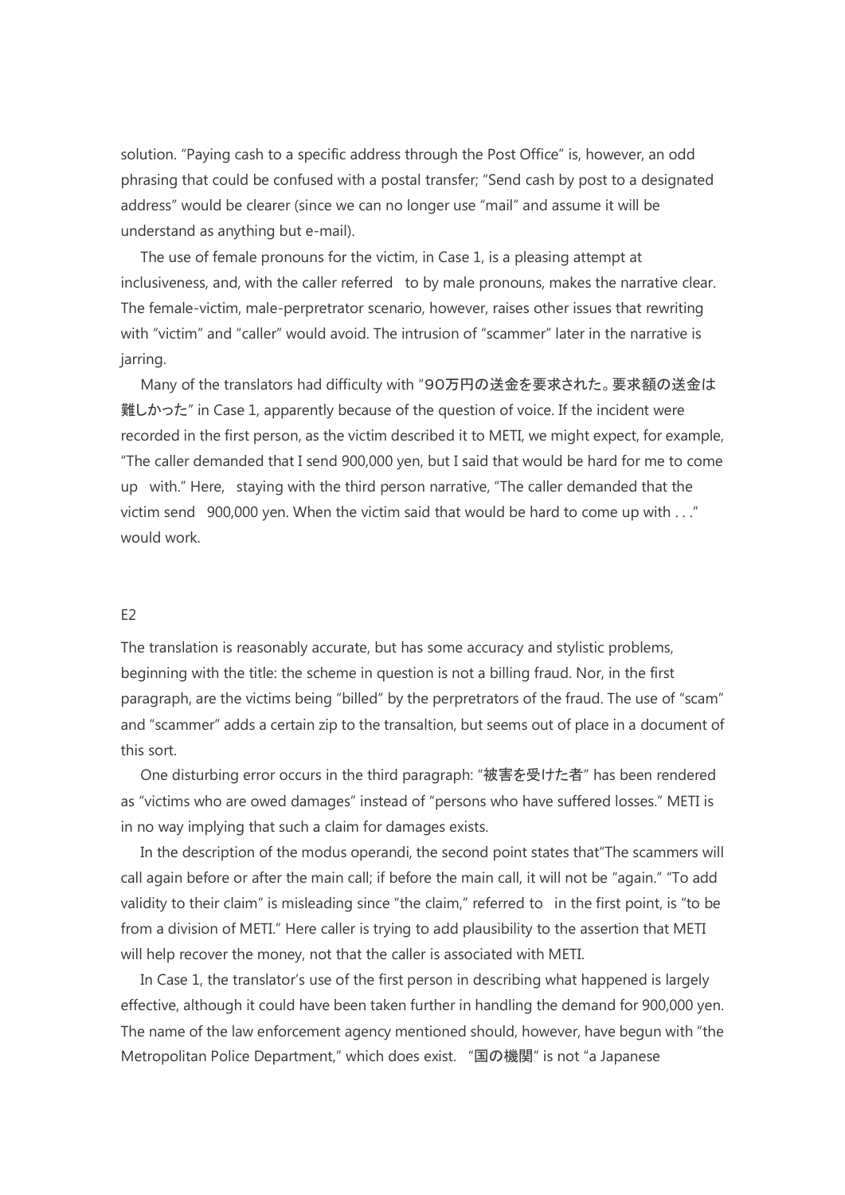solution. "Paying cash to a specific address through the Post Office" is, however, an odd phrasing that could be confused with a postal transfer; "Send cash by post to a designated address" would be clearer (since we can no longer use "mail" and assume it will be understand as anything but e-mail).

The use of female pronouns for the victim, in Case 1, is a pleasing attempt at inclusiveness, and, with the caller referred to by male pronouns, makes the narrative clear. The female-victim, male-perpetrator scenario, however, raises other issues that rewriting with "victim" and "caller" would avoid. The intrusion of "scammer" later in the narrative is jarring.

Many of the translators had difficulty with "90万円の送金を要求された。要求額の送金は難しかった" in Case 1, apparently because of the question of voice. If the incident were recorded in the first person, as the victim described it to METI, we might expect, for example, "The caller demanded that I send 900,000 yen, but I said that would be hard for me to come up with." Here, staying with the third person narrative, "The caller demanded that the victim send 900,000 yen. When the victim said that would be hard to come up with . . ." would work.

E2

The translation is reasonably accurate, but has some accuracy and stylistic problems, beginning with the title: the scheme in question is not a billing fraud. Nor, in the first paragraph, are the victims being "billed" by the perpetrators of the fraud. The use of "scam" and "scammer" adds a certain zip to the transaltion, but seems out of place in a document of this sort.

One disturbing error occurs in the third paragraph: "被害を受けた者" has been rendered as "victims who are owed damages" instead of "persons who have suffered losses." METI is in no way implying that such a claim for damages exists.

In the description of the modus operandi, the second point states that"The scammers will call again before or after the main call; if before the main call, it will not be "again." "To add validity to their claim" is misleading since "the claim," referred to in the first point, is "to be from a division of METI." Here caller is trying to add plausibility to the assertion that METI will help recover the money, not that the caller is associated with METI.

In Case 1, the translator's use of the first person in describing what happened is largely effective, although it could have been taken further in handling the demand for 900,000 yen. The name of the law enforcement agency mentioned should, however, have begun with "the Metropolitan Police Department," which does exist. "国の機関" is not "a Japanese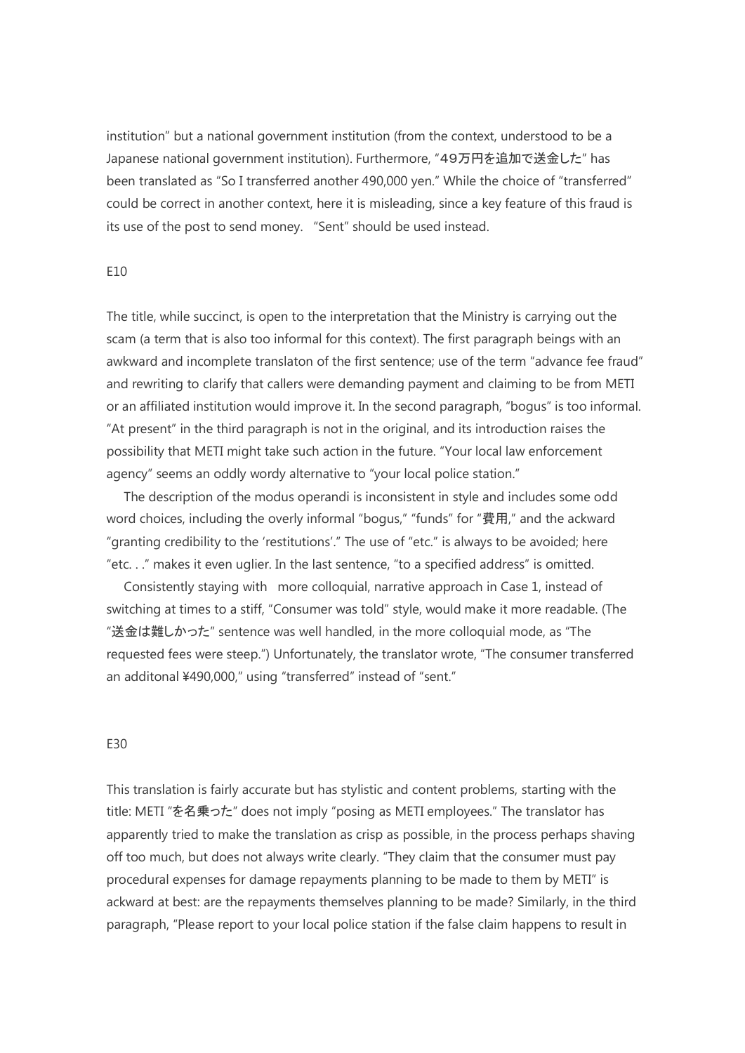institution" but a national government institution (from the context, understood to be a Japanese national government institution). Furthermore, "49万円を追加で送金した" has been translated as "So I transferred another 490,000 yen." While the choice of "transferred" could be correct in another context, here it is misleading, since a key feature of this fraud is its use of the post to send money.　"Sent" should be used instead.

E10

The title, while succinct, is open to the interpretation that the Ministry is carrying out the scam (a term that is also too informal for this context). The first paragraph beings with an awkward and incomplete translaton of the first sentence; use of the term "advance fee fraud" and rewriting to clarify that callers were demanding payment and claiming to be from METI or an affiliated institution would improve it. In the second paragraph, "bogus" is too informal. "At present" in the third paragraph is not in the original, and its introduction raises the possibility that METI might take such action in the future. "Your local law enforcement agency" seems an oddly wordy alternative to "your local police station."

The description of the modus operandi is inconsistent in style and includes some odd word choices, including the overly informal "bogus," "funds" for "費用," and the ackward "granting credibility to the 'restitutions'." The use of "etc." is always to be avoided; here "etc. . ." makes it even uglier. In the last sentence, "to a specified address" is omitted.

Consistently staying with　more colloquial, narrative approach in Case 1, instead of switching at times to a stiff, "Consumer was told" style, would make it more readable. (The "送金は難しかった" sentence was well handled, in the more colloquial mode, as "The requested fees were steep.") Unfortunately, the translator wrote, "The consumer transferred an additonal ¥490,000," using "transferred" instead of "sent."

E30

This translation is fairly accurate but has stylistic and content problems, starting with the title: METI "を名乗った" does not imply "posing as METI employees." The translator has apparently tried to make the translation as crisp as possible, in the process perhaps shaving off too much, but does not always write clearly. "They claim that the consumer must pay procedural expenses for damage repayments planning to be made to them by METI" is ackward at best: are the repayments themselves planning to be made? Similarly, in the third paragraph, "Please report to your local police station if the false claim happens to result in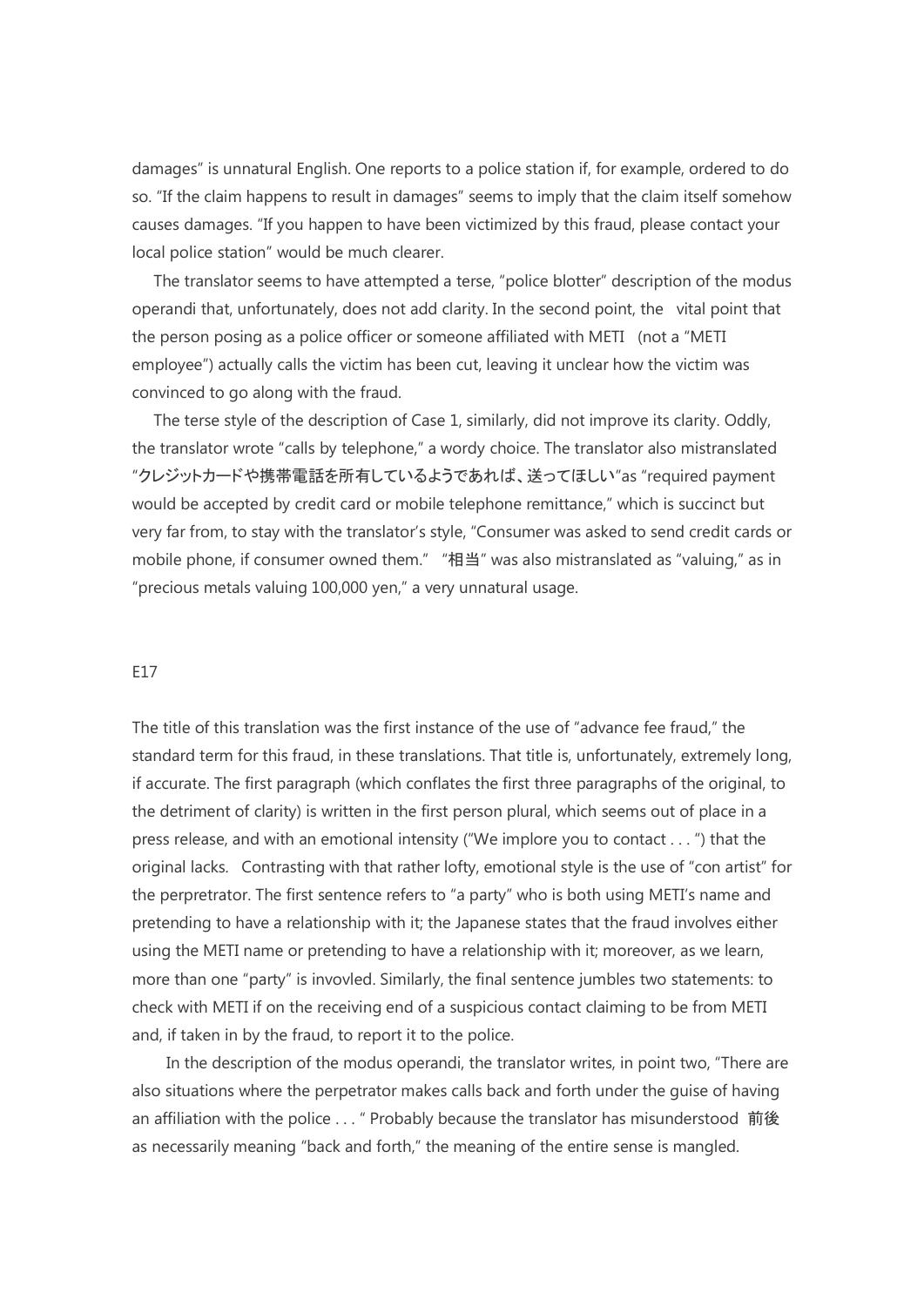damages" is unnatural English. One reports to a police station if, for example, ordered to do so. "If the claim happens to result in damages" seems to imply that the claim itself somehow causes damages. "If you happen to have been victimized by this fraud, please contact your local police station" would be much clearer.

The translator seems to have attempted a terse, "police blotter" description of the modus operandi that, unfortunately, does not add clarity. In the second point, the vital point that the person posing as a police officer or someone affiliated with METI (not a "METI employee") actually calls the victim has been cut, leaving it unclear how the victim was convinced to go along with the fraud.

The terse style of the description of Case 1, similarly, did not improve its clarity. Oddly, the translator wrote "calls by telephone," a wordy choice. The translator also mistranslated "クレジットカードや携帯電話を所有しているようであれば、送ってほしい"as "required payment would be accepted by credit card or mobile telephone remittance," which is succinct but very far from, to stay with the translator's style, "Consumer was asked to send credit cards or mobile phone, if consumer owned them." "相当" was also mistranslated as "valuing," as in "precious metals valuing 100,000 yen," a very unnatural usage.

E17

The title of this translation was the first instance of the use of "advance fee fraud," the standard term for this fraud, in these translations. That title is, unfortunately, extremely long, if accurate. The first paragraph (which conflates the first three paragraphs of the original, to the detriment of clarity) is written in the first person plural, which seems out of place in a press release, and with an emotional intensity ("We implore you to contact . . . ") that the original lacks. Contrasting with that rather lofty, emotional style is the use of "con artist" for the perpetrator. The first sentence refers to "a party" who is both using METI's name and pretending to have a relationship with it; the Japanese states that the fraud involves either using the METI name or pretending to have a relationship with it; moreover, as we learn, more than one "party" is invovled. Similarly, the final sentence jumbles two statements: to check with METI if on the receiving end of a suspicious contact claiming to be from METI and, if taken in by the fraud, to report it to the police.

In the description of the modus operandi, the translator writes, in point two, "There are also situations where the perpetrator makes calls back and forth under the guise of having an affiliation with the police . . . " Probably because the translator has misunderstood 前後 as necessarily meaning "back and forth," the meaning of the entire sense is mangled.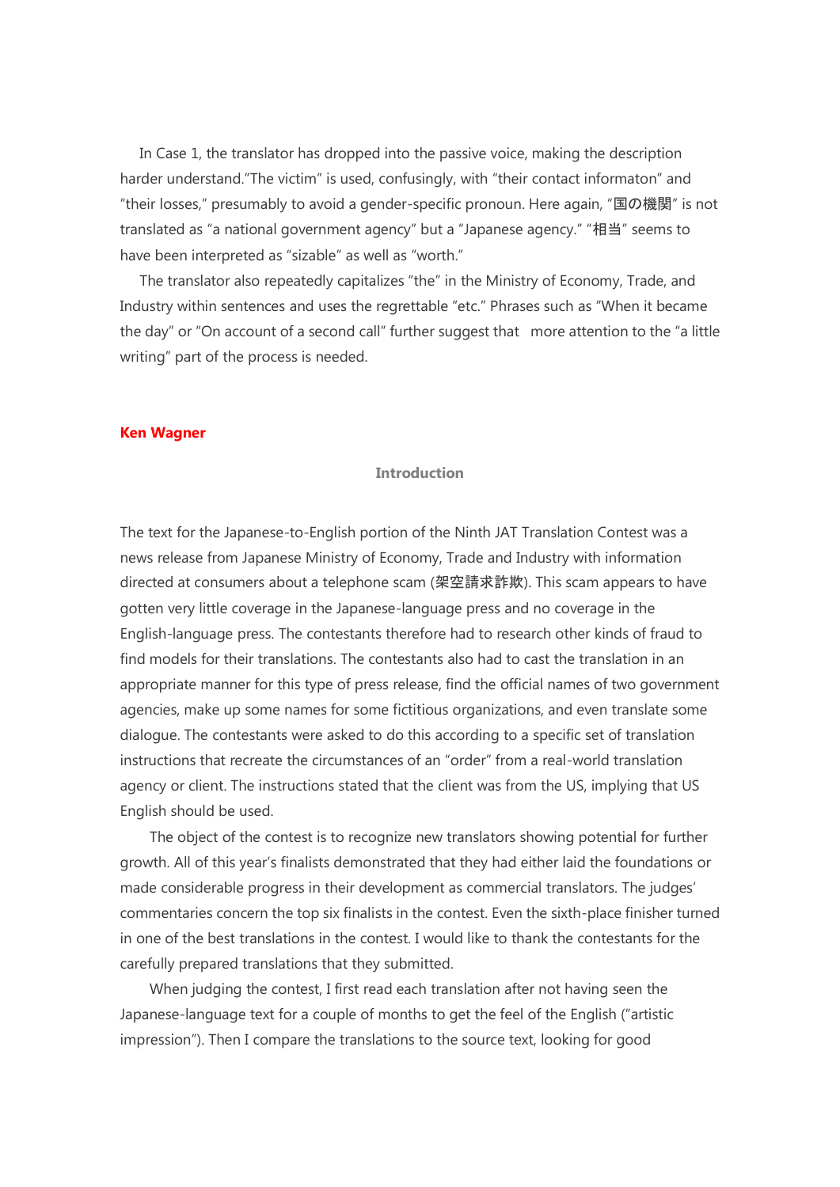In Case 1, the translator has dropped into the passive voice, making the description harder understand."The victim" is used, confusingly, with "their contact informaton" and "their losses," presumably to avoid a gender-specific pronoun. Here again, "国の機関" is not translated as "a national government agency" but a "Japanese agency." "相当" seems to have been interpreted as "sizable" as well as "worth."

The translator also repeatedly capitalizes "the" in the Ministry of Economy, Trade, and Industry within sentences and uses the regrettable "etc." Phrases such as "When it became the day" or "On account of a second call" further suggest that more attention to the "a little writing" part of the process is needed.

**Ken Wagner**

### Introduction

The text for the Japanese-to-English portion of the Ninth JAT Translation Contest was a news release from Japanese Ministry of Economy, Trade and Industry with information directed at consumers about a telephone scam (架空請求詐欺). This scam appears to have gotten very little coverage in the Japanese-language press and no coverage in the English-language press. The contestants therefore had to research other kinds of fraud to find models for their translations. The contestants also had to cast the translation in an appropriate manner for this type of press release, find the official names of two government agencies, make up some names for some fictitious organizations, and even translate some dialogue. The contestants were asked to do this according to a specific set of translation instructions that recreate the circumstances of an "order" from a real-world translation agency or client. The instructions stated that the client was from the US, implying that US English should be used.

The object of the contest is to recognize new translators showing potential for further growth. All of this year's finalists demonstrated that they had either laid the foundations or made considerable progress in their development as commercial translators. The judges' commentaries concern the top six finalists in the contest. Even the sixth-place finisher turned in one of the best translations in the contest. I would like to thank the contestants for the carefully prepared translations that they submitted.

When judging the contest, I first read each translation after not having seen the Japanese-language text for a couple of months to get the feel of the English ("artistic impression"). Then I compare the translations to the source text, looking for good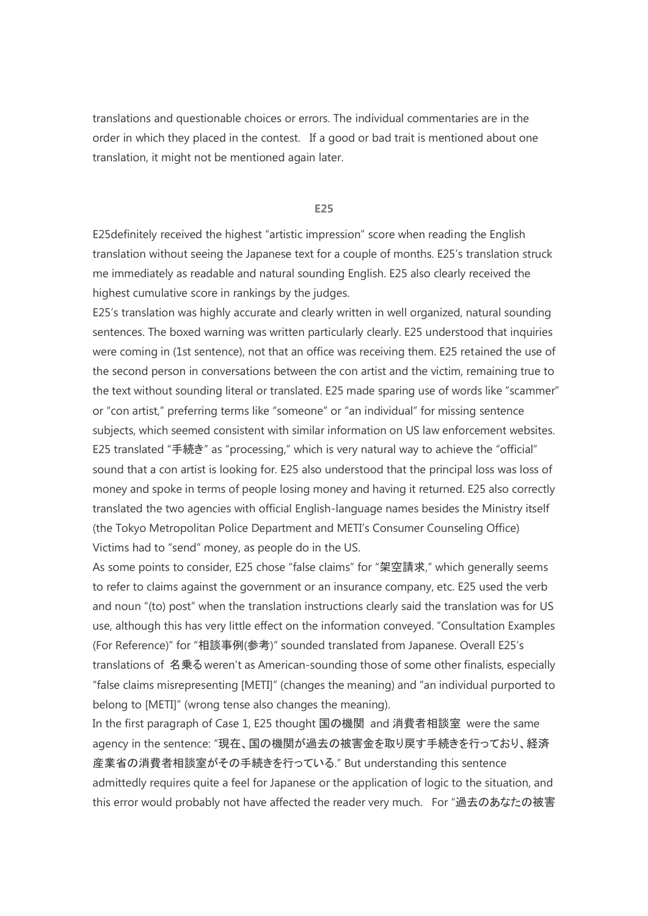translations and questionable choices or errors. The individual commentaries are in the order in which they placed in the contest. If a good or bad trait is mentioned about one translation, it might not be mentioned again later.

### E25

E25definitely received the highest "artistic impression" score when reading the English translation without seeing the Japanese text for a couple of months. E25's translation struck me immediately as readable and natural sounding English. E25 also clearly received the highest cumulative score in rankings by the judges.

E25's translation was highly accurate and clearly written in well organized, natural sounding sentences. The boxed warning was written particularly clearly. E25 understood that inquiries were coming in (1st sentence), not that an office was receiving them. E25 retained the use of the second person in conversations between the con artist and the victim, remaining true to the text without sounding literal or translated. E25 made sparing use of words like "scammer" or "con artist," preferring terms like "someone" or "an individual" for missing sentence subjects, which seemed consistent with similar information on US law enforcement websites. E25 translated "手続き" as "processing," which is very natural way to achieve the "official" sound that a con artist is looking for. E25 also understood that the principal loss was loss of money and spoke in terms of people losing money and having it returned. E25 also correctly translated the two agencies with official English-language names besides the Ministry itself (the Tokyo Metropolitan Police Department and METI's Consumer Counseling Office) Victims had to "send" money, as people do in the US.

As some points to consider, E25 chose "false claims" for "架空請求," which generally seems to refer to claims against the government or an insurance company, etc. E25 used the verb and noun "(to) post" when the translation instructions clearly said the translation was for US use, although this has very little effect on the information conveyed. "Consultation Examples (For Reference)" for "相談事例(参考)" sounded translated from Japanese. Overall E25's translations of 名乗る weren't as American-sounding those of some other finalists, especially "false claims misrepresenting [METI]" (changes the meaning) and "an individual purported to belong to [METI]" (wrong tense also changes the meaning).

In the first paragraph of Case 1, E25 thought 国の機関 and 消費者相談室 were the same agency in the sentence: "現在、国の機関が過去の被害金を取り戻す手続きを行っており、経済産業省の消費者相談室がその手続きを行っている." But understanding this sentence admittedly requires quite a feel for Japanese or the application of logic to the situation, and this error would probably not have affected the reader very much. For "過去のあなたの被害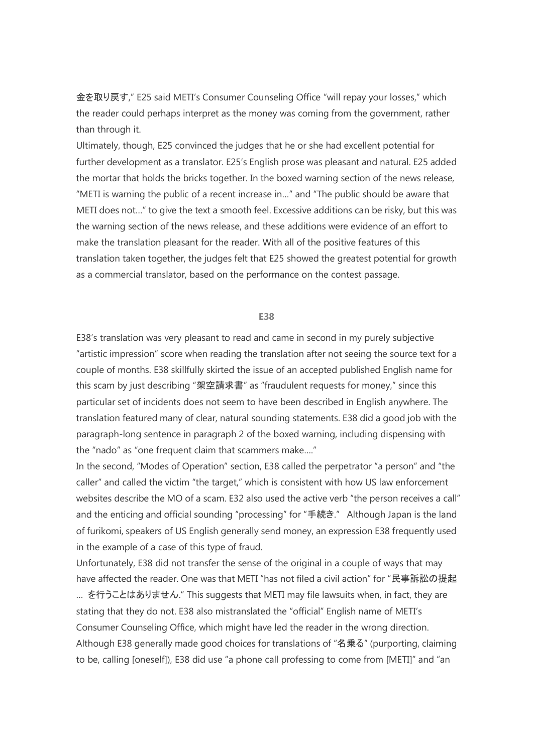金を取り戻す," E25 said METI's Consumer Counseling Office "will repay your losses," which the reader could perhaps interpret as the money was coming from the government, rather than through it.

Ultimately, though, E25 convinced the judges that he or she had excellent potential for further development as a translator. E25's English prose was pleasant and natural. E25 added the mortar that holds the bricks together. In the boxed warning section of the news release, "METI is warning the public of a recent increase in…" and "The public should be aware that METI does not…" to give the text a smooth feel. Excessive additions can be risky, but this was the warning section of the news release, and these additions were evidence of an effort to make the translation pleasant for the reader. With all of the positive features of this translation taken together, the judges felt that E25 showed the greatest potential for growth as a commercial translator, based on the performance on the contest passage.

**E38**

E38's translation was very pleasant to read and came in second in my purely subjective "artistic impression" score when reading the translation after not seeing the source text for a couple of months. E38 skillfully skirted the issue of an accepted published English name for this scam by just describing "架空請求書" as "fraudulent requests for money," since this particular set of incidents does not seem to have been described in English anywhere. The translation featured many of clear, natural sounding statements. E38 did a good job with the paragraph-long sentence in paragraph 2 of the boxed warning, including dispensing with the "nado" as "one frequent claim that scammers make…."

In the second, "Modes of Operation" section, E38 called the perpetrator "a person" and "the caller" and called the victim "the target," which is consistent with how US law enforcement websites describe the MO of a scam. E32 also used the active verb "the person receives a call" and the enticing and official sounding "processing" for "手続き." Although Japan is the land of furikomi, speakers of US English generally send money, an expression E38 frequently used in the example of a case of this type of fraud.

Unfortunately, E38 did not transfer the sense of the original in a couple of ways that may have affected the reader. One was that METI "has not filed a civil action" for "民事訴訟の提起 … を行うことはありません." This suggests that METI may file lawsuits when, in fact, they are stating that they do not. E38 also mistranslated the "official" English name of METI's Consumer Counseling Office, which might have led the reader in the wrong direction. Although E38 generally made good choices for translations of "名乗る" (purporting, claiming to be, calling [oneself]), E38 did use "a phone call professing to come from [METI]" and "an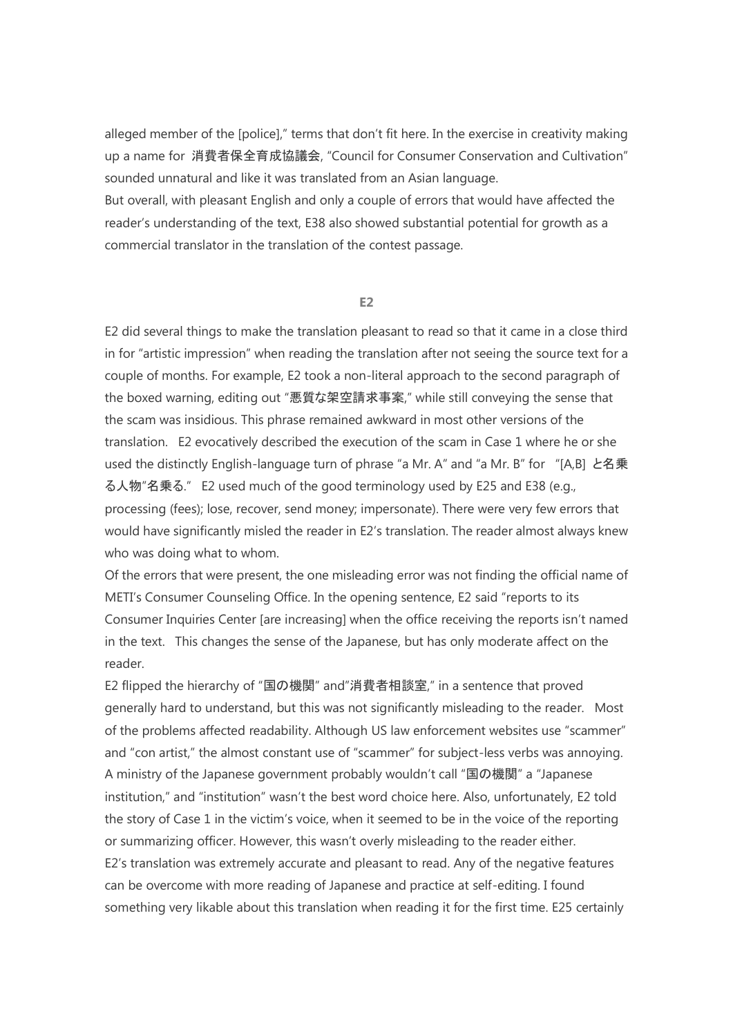alleged member of the [police]," terms that don't fit here. In the exercise in creativity making up a name for 消費者保全育成協議会, "Council for Consumer Conservation and Cultivation" sounded unnatural and like it was translated from an Asian language.

But overall, with pleasant English and only a couple of errors that would have affected the reader's understanding of the text, E38 also showed substantial potential for growth as a commercial translator in the translation of the contest passage.

## E2

E2 did several things to make the translation pleasant to read so that it came in a close third in for "artistic impression" when reading the translation after not seeing the source text for a couple of months. For example, E2 took a non-literal approach to the second paragraph of the boxed warning, editing out "悪質な架空請求事案," while still conveying the sense that the scam was insidious. This phrase remained awkward in most other versions of the translation. E2 evocatively described the execution of the scam in Case 1 where he or she used the distinctly English-language turn of phrase "a Mr. A" and "a Mr. B" for "[A,B] と名乗る人物"名乗る." E2 used much of the good terminology used by E25 and E38 (e.g., processing (fees); lose, recover, send money; impersonate). There were very few errors that would have significantly misled the reader in E2's translation. The reader almost always knew who was doing what to whom.

Of the errors that were present, the one misleading error was not finding the official name of METI's Consumer Counseling Office. In the opening sentence, E2 said "reports to its Consumer Inquiries Center [are increasing] when the office receiving the reports isn't named in the text. This changes the sense of the Japanese, but has only moderate affect on the reader.

E2 flipped the hierarchy of "国の機関" and"消費者相談室," in a sentence that proved generally hard to understand, but this was not significantly misleading to the reader. Most of the problems affected readability. Although US law enforcement websites use "scammer" and "con artist," the almost constant use of "scammer" for subject-less verbs was annoying. A ministry of the Japanese government probably wouldn't call "国の機関" a "Japanese institution," and "institution" wasn't the best word choice here. Also, unfortunately, E2 told the story of Case 1 in the victim's voice, when it seemed to be in the voice of the reporting or summarizing officer. However, this wasn't overly misleading to the reader either.

E2's translation was extremely accurate and pleasant to read. Any of the negative features can be overcome with more reading of Japanese and practice at self-editing. I found something very likable about this translation when reading it for the first time. E25 certainly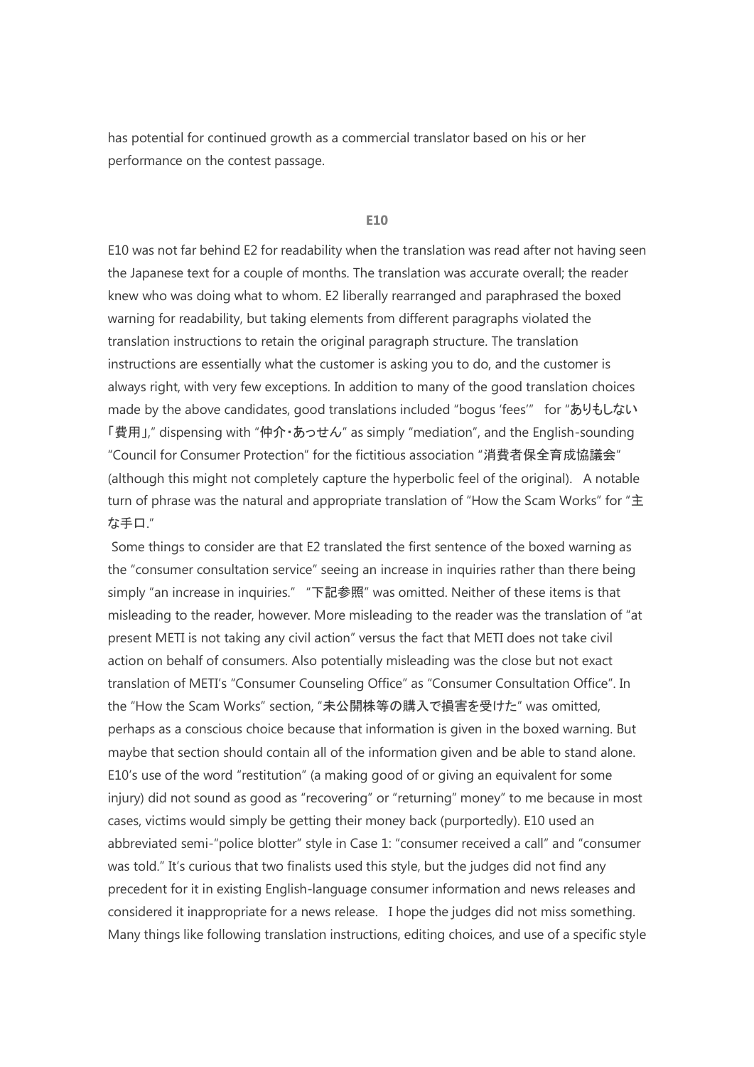has potential for continued growth as a commercial translator based on his or her performance on the contest passage.

### E10

E10 was not far behind E2 for readability when the translation was read after not having seen the Japanese text for a couple of months. The translation was accurate overall; the reader knew who was doing what to whom. E2 liberally rearranged and paraphrased the boxed warning for readability, but taking elements from different paragraphs violated the translation instructions to retain the original paragraph structure. The translation instructions are essentially what the customer is asking you to do, and the customer is always right, with very few exceptions. In addition to many of the good translation choices made by the above candidates, good translations included "bogus 'fees'" for "ありもしない「費用」," dispensing with "仲介・あっせん" as simply "mediation", and the English-sounding "Council for Consumer Protection" for the fictitious association "消費者保全育成協議会" (although this might not completely capture the hyperbolic feel of the original). A notable turn of phrase was the natural and appropriate translation of "How the Scam Works" for "主な手口."

Some things to consider are that E2 translated the first sentence of the boxed warning as the "consumer consultation service" seeing an increase in inquiries rather than there being simply "an increase in inquiries." "下記参照" was omitted. Neither of these items is that misleading to the reader, however. More misleading to the reader was the translation of "at present METI is not taking any civil action" versus the fact that METI does not take civil action on behalf of consumers. Also potentially misleading was the close but not exact translation of METI's "Consumer Counseling Office" as "Consumer Consultation Office". In the "How the Scam Works" section, "未公開株等の購入で損害を受けた" was omitted, perhaps as a conscious choice because that information is given in the boxed warning. But maybe that section should contain all of the information given and be able to stand alone. E10's use of the word "restitution" (a making good of or giving an equivalent for some injury) did not sound as good as "recovering" or "returning" money" to me because in most cases, victims would simply be getting their money back (purportedly). E10 used an abbreviated semi-"police blotter" style in Case 1: "consumer received a call" and "consumer was told." It's curious that two finalists used this style, but the judges did not find any precedent for it in existing English-language consumer information and news releases and considered it inappropriate for a news release. I hope the judges did not miss something. Many things like following translation instructions, editing choices, and use of a specific style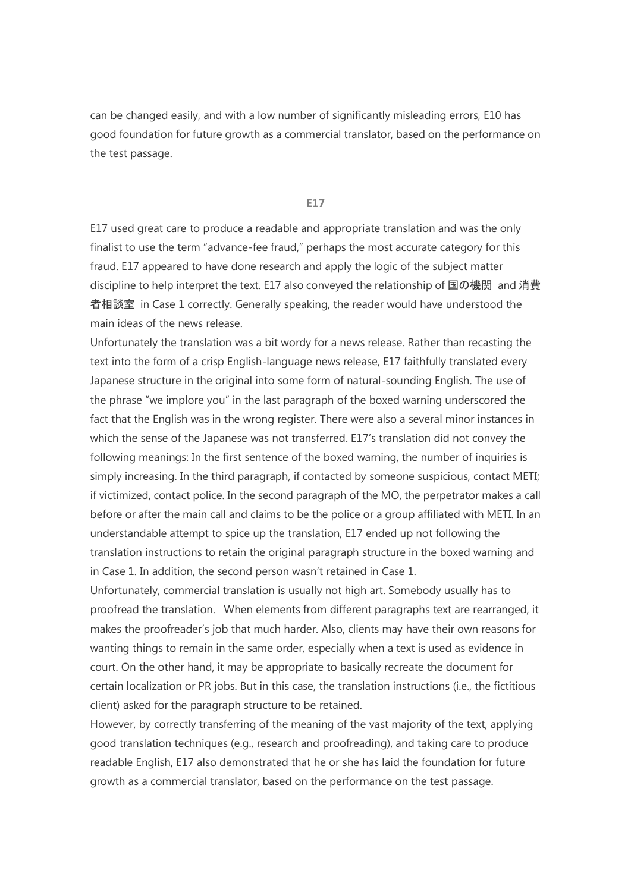can be changed easily, and with a low number of significantly misleading errors, E10 has good foundation for future growth as a commercial translator, based on the performance on the test passage.

**E17**

E17 used great care to produce a readable and appropriate translation and was the only finalist to use the term "advance-fee fraud," perhaps the most accurate category for this fraud. E17 appeared to have done research and apply the logic of the subject matter discipline to help interpret the text. E17 also conveyed the relationship of 国の機関 and 消費者相談室 in Case 1 correctly. Generally speaking, the reader would have understood the main ideas of the news release.

Unfortunately the translation was a bit wordy for a news release. Rather than recasting the text into the form of a crisp English-language news release, E17 faithfully translated every Japanese structure in the original into some form of natural-sounding English. The use of the phrase "we implore you" in the last paragraph of the boxed warning underscored the fact that the English was in the wrong register. There were also a several minor instances in which the sense of the Japanese was not transferred. E17's translation did not convey the following meanings: In the first sentence of the boxed warning, the number of inquiries is simply increasing. In the third paragraph, if contacted by someone suspicious, contact METI; if victimized, contact police. In the second paragraph of the MO, the perpetrator makes a call before or after the main call and claims to be the police or a group affiliated with METI. In an understandable attempt to spice up the translation, E17 ended up not following the translation instructions to retain the original paragraph structure in the boxed warning and in Case 1. In addition, the second person wasn't retained in Case 1.

Unfortunately, commercial translation is usually not high art. Somebody usually has to proofread the translation. When elements from different paragraphs text are rearranged, it makes the proofreader's job that much harder. Also, clients may have their own reasons for wanting things to remain in the same order, especially when a text is used as evidence in court. On the other hand, it may be appropriate to basically recreate the document for certain localization or PR jobs. But in this case, the translation instructions (i.e., the fictitious client) asked for the paragraph structure to be retained.

However, by correctly transferring of the meaning of the vast majority of the text, applying good translation techniques (e.g., research and proofreading), and taking care to produce readable English, E17 also demonstrated that he or she has laid the foundation for future growth as a commercial translator, based on the performance on the test passage.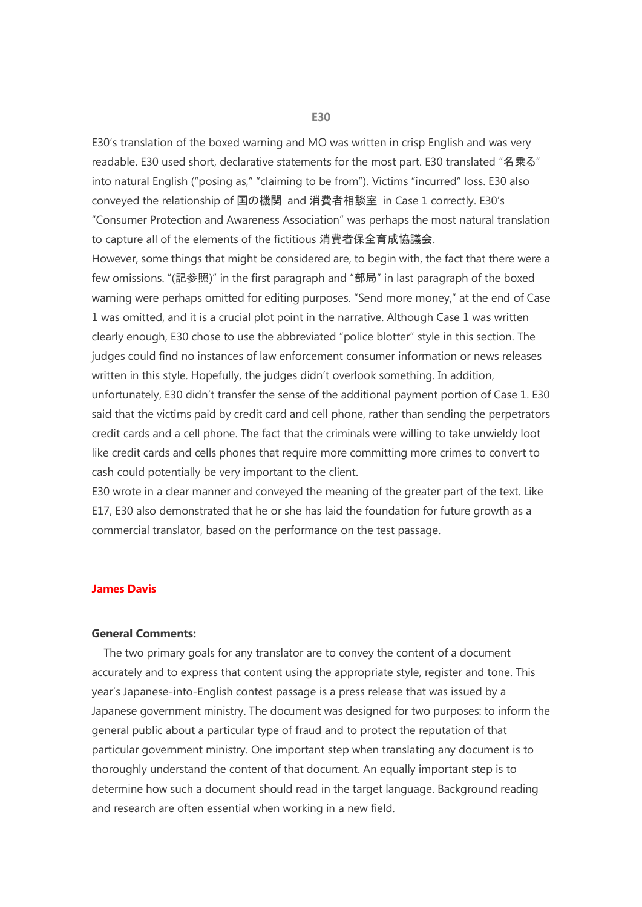### E30

E30's translation of the boxed warning and MO was written in crisp English and was very readable. E30 used short, declarative statements for the most part. E30 translated "名乗る" into natural English ("posing as," "claiming to be from"). Victims "incurred" loss. E30 also conveyed the relationship of 国の機関 and 消費者相談室 in Case 1 correctly. E30's "Consumer Protection and Awareness Association" was perhaps the most natural translation to capture all of the elements of the fictitious 消費者保全育成協議会.

However, some things that might be considered are, to begin with, the fact that there were a few omissions. "(記参照)" in the first paragraph and "部局" in last paragraph of the boxed warning were perhaps omitted for editing purposes. "Send more money," at the end of Case 1 was omitted, and it is a crucial plot point in the narrative. Although Case 1 was written clearly enough, E30 chose to use the abbreviated "police blotter" style in this section. The judges could find no instances of law enforcement consumer information or news releases written in this style. Hopefully, the judges didn't overlook something. In addition, unfortunately, E30 didn't transfer the sense of the additional payment portion of Case 1. E30 said that the victims paid by credit card and cell phone, rather than sending the perpetrators credit cards and a cell phone. The fact that the criminals were willing to take unwieldy loot like credit cards and cells phones that require more committing more crimes to convert to cash could potentially be very important to the client.

E30 wrote in a clear manner and conveyed the meaning of the greater part of the text. Like E17, E30 also demonstrated that he or she has laid the foundation for future growth as a commercial translator, based on the performance on the test passage.

## James Davis

**General Comments:**

The two primary goals for any translator are to convey the content of a document accurately and to express that content using the appropriate style, register and tone. This year's Japanese-into-English contest passage is a press release that was issued by a Japanese government ministry. The document was designed for two purposes: to inform the general public about a particular type of fraud and to protect the reputation of that particular government ministry. One important step when translating any document is to thoroughly understand the content of that document. An equally important step is to determine how such a document should read in the target language. Background reading and research are often essential when working in a new field.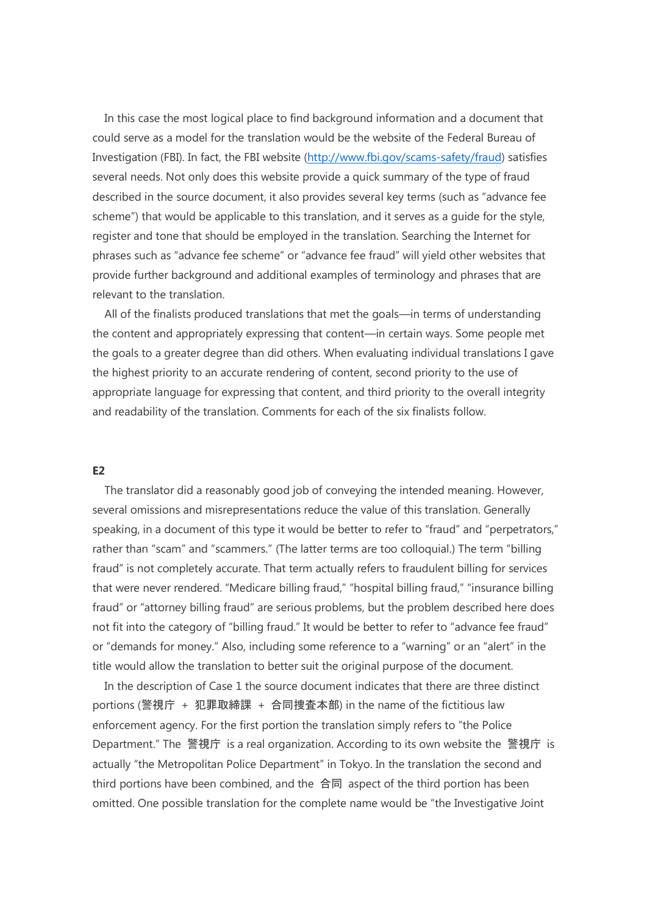In this case the most logical place to find background information and a document that could serve as a model for the translation would be the website of the Federal Bureau of Investigation (FBI). In fact, the FBI website (http://www.fbi.gov/scams-safety/fraud) satisfies several needs. Not only does this website provide a quick summary of the type of fraud described in the source document, it also provides several key terms (such as "advance fee scheme") that would be applicable to this translation, and it serves as a guide for the style, register and tone that should be employed in the translation. Searching the Internet for phrases such as "advance fee scheme" or "advance fee fraud" will yield other websites that provide further background and additional examples of terminology and phrases that are relevant to the translation.

All of the finalists produced translations that met the goals—in terms of understanding the content and appropriately expressing that content—in certain ways. Some people met the goals to a greater degree than did others. When evaluating individual translations I gave the highest priority to an accurate rendering of content, second priority to the use of appropriate language for expressing that content, and third priority to the overall integrity and readability of the translation. Comments for each of the six finalists follow.

**E2**

The translator did a reasonably good job of conveying the intended meaning. However, several omissions and misrepresentations reduce the value of this translation. Generally speaking, in a document of this type it would be better to refer to "fraud" and "perpetrators," rather than "scam" and "scammers." (The latter terms are too colloquial.) The term "billing fraud" is not completely accurate. That term actually refers to fraudulent billing for services that were never rendered. "Medicare billing fraud," "hospital billing fraud," "insurance billing fraud" or "attorney billing fraud" are serious problems, but the problem described here does not fit into the category of "billing fraud." It would be better to refer to "advance fee fraud" or "demands for money." Also, including some reference to a "warning" or an "alert" in the title would allow the translation to better suit the original purpose of the document.

In the description of Case 1 the source document indicates that there are three distinct portions (警視庁 ＋ 犯罪取締課 ＋ 合同捜査本部) in the name of the fictitious law enforcement agency. For the first portion the translation simply refers to "the Police Department." The 警視庁 is a real organization. According to its own website the 警視庁 is actually "the Metropolitan Police Department" in Tokyo. In the translation the second and third portions have been combined, and the 合同 aspect of the third portion has been omitted. One possible translation for the complete name would be "the Investigative Joint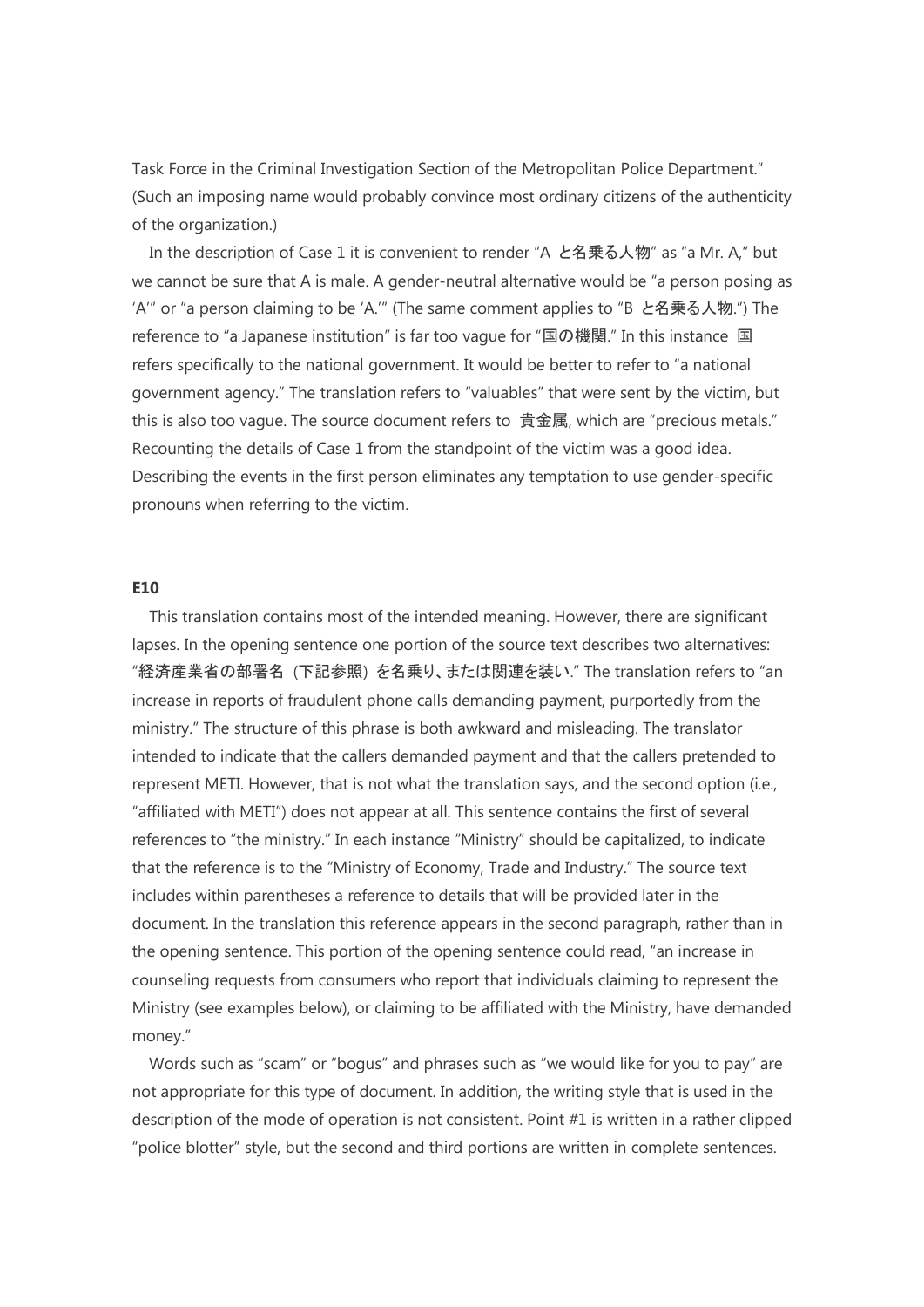Task Force in the Criminal Investigation Section of the Metropolitan Police Department." (Such an imposing name would probably convince most ordinary citizens of the authenticity of the organization.)

In the description of Case 1 it is convenient to render "A と名乗る人物" as "a Mr. A," but we cannot be sure that A is male. A gender-neutral alternative would be "a person posing as 'A'" or "a person claiming to be 'A.'" (The same comment applies to "B と名乗る人物.") The reference to "a Japanese institution" is far too vague for "国の機関." In this instance 国 refers specifically to the national government. It would be better to refer to "a national government agency." The translation refers to "valuables" that were sent by the victim, but this is also too vague. The source document refers to 貴金属, which are "precious metals." Recounting the details of Case 1 from the standpoint of the victim was a good idea. Describing the events in the first person eliminates any temptation to use gender-specific pronouns when referring to the victim.

**E10**

This translation contains most of the intended meaning. However, there are significant lapses. In the opening sentence one portion of the source text describes two alternatives: "経済産業省の部署名（下記参照）を名乗り、または関連を装い." The translation refers to "an increase in reports of fraudulent phone calls demanding payment, purportedly from the ministry." The structure of this phrase is both awkward and misleading. The translator intended to indicate that the callers demanded payment and that the callers pretended to represent METI. However, that is not what the translation says, and the second option (i.e., "affiliated with METI") does not appear at all. This sentence contains the first of several references to "the ministry." In each instance "Ministry" should be capitalized, to indicate that the reference is to the "Ministry of Economy, Trade and Industry." The source text includes within parentheses a reference to details that will be provided later in the document. In the translation this reference appears in the second paragraph, rather than in the opening sentence. This portion of the opening sentence could read, "an increase in counseling requests from consumers who report that individuals claiming to represent the Ministry (see examples below), or claiming to be affiliated with the Ministry, have demanded money."

Words such as "scam" or "bogus" and phrases such as "we would like for you to pay" are not appropriate for this type of document. In addition, the writing style that is used in the description of the mode of operation is not consistent. Point #1 is written in a rather clipped "police blotter" style, but the second and third portions are written in complete sentences.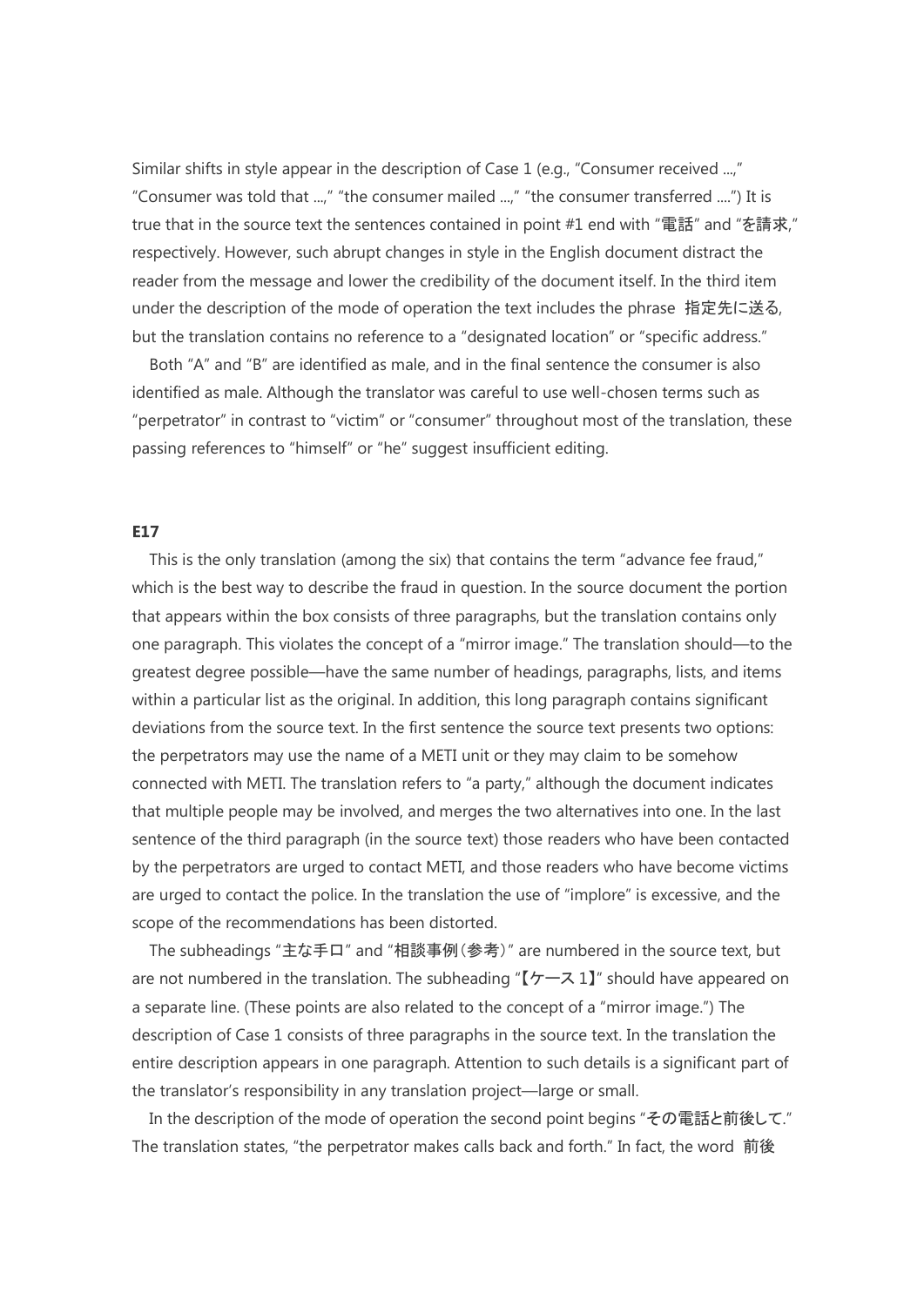Similar shifts in style appear in the description of Case 1 (e.g., “Consumer received ...,” “Consumer was told that ...,” “the consumer mailed ...,” “the consumer transferred ....”) It is true that in the source text the sentences contained in point #1 end with “電話” and “を請求,” respectively. However, such abrupt changes in style in the English document distract the reader from the message and lower the credibility of the document itself. In the third item under the description of the mode of operation the text includes the phrase 指定先に送る, but the translation contains no reference to a “designated location” or “specific address.”

Both “A” and “B” are identified as male, and in the final sentence the consumer is also identified as male. Although the translator was careful to use well-chosen terms such as “perpetrator” in contrast to “victim” or “consumer” throughout most of the translation, these passing references to “himself” or “he” suggest insufficient editing.

**E17**

This is the only translation (among the six) that contains the term “advance fee fraud,” which is the best way to describe the fraud in question. In the source document the portion that appears within the box consists of three paragraphs, but the translation contains only one paragraph. This violates the concept of a “mirror image.” The translation should—to the greatest degree possible—have the same number of headings, paragraphs, lists, and items within a particular list as the original. In addition, this long paragraph contains significant deviations from the source text. In the first sentence the source text presents two options: the perpetrators may use the name of a METI unit or they may claim to be somehow connected with METI. The translation refers to “a party,” although the document indicates that multiple people may be involved, and merges the two alternatives into one. In the last sentence of the third paragraph (in the source text) those readers who have been contacted by the perpetrators are urged to contact METI, and those readers who have become victims are urged to contact the police. In the translation the use of “implore” is excessive, and the scope of the recommendations has been distorted.

The subheadings “主な手口” and “相談事例（参考）” are numbered in the source text, but are not numbered in the translation. The subheading “【ケース 1】” should have appeared on a separate line. (These points are also related to the concept of a “mirror image.”) The description of Case 1 consists of three paragraphs in the source text. In the translation the entire description appears in one paragraph. Attention to such details is a significant part of the translator’s responsibility in any translation project—large or small.

In the description of the mode of operation the second point begins “その電話と前後して.” The translation states, “the perpetrator makes calls back and forth.” In fact, the word 前後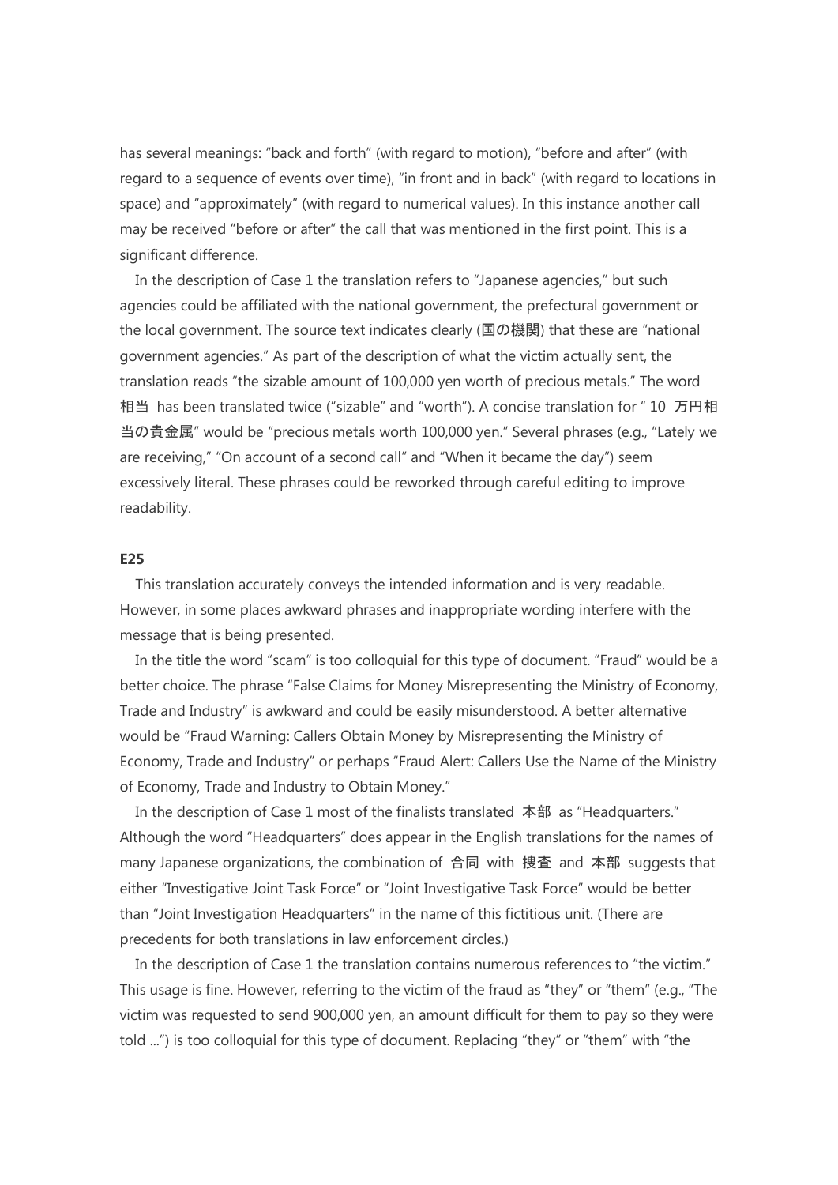has several meanings: "back and forth" (with regard to motion), "before and after" (with regard to a sequence of events over time), "in front and in back" (with regard to locations in space) and "approximately" (with regard to numerical values). In this instance another call may be received "before or after" the call that was mentioned in the first point. This is a significant difference.

In the description of Case 1 the translation refers to "Japanese agencies," but such agencies could be affiliated with the national government, the prefectural government or the local government. The source text indicates clearly (国の機関) that these are "national government agencies." As part of the description of what the victim actually sent, the translation reads "the sizable amount of 100,000 yen worth of precious metals." The word 相当 has been translated twice ("sizable" and "worth"). A concise translation for " 10 万円相当の貴金属" would be "precious metals worth 100,000 yen." Several phrases (e.g., "Lately we are receiving," "On account of a second call" and "When it became the day") seem excessively literal. These phrases could be reworked through careful editing to improve readability.

**E25**

This translation accurately conveys the intended information and is very readable. However, in some places awkward phrases and inappropriate wording interfere with the message that is being presented.

In the title the word "scam" is too colloquial for this type of document. "Fraud" would be a better choice. The phrase "False Claims for Money Misrepresenting the Ministry of Economy, Trade and Industry" is awkward and could be easily misunderstood. A better alternative would be "Fraud Warning: Callers Obtain Money by Misrepresenting the Ministry of Economy, Trade and Industry" or perhaps "Fraud Alert: Callers Use the Name of the Ministry of Economy, Trade and Industry to Obtain Money."

In the description of Case 1 most of the finalists translated 本部 as "Headquarters." Although the word "Headquarters" does appear in the English translations for the names of many Japanese organizations, the combination of 合同 with 捜査 and 本部 suggests that either "Investigative Joint Task Force" or "Joint Investigative Task Force" would be better than "Joint Investigation Headquarters" in the name of this fictitious unit. (There are precedents for both translations in law enforcement circles.)

In the description of Case 1 the translation contains numerous references to "the victim." This usage is fine. However, referring to the victim of the fraud as "they" or "them" (e.g., "The victim was requested to send 900,000 yen, an amount difficult for them to pay so they were told ...") is too colloquial for this type of document. Replacing "they" or "them" with "the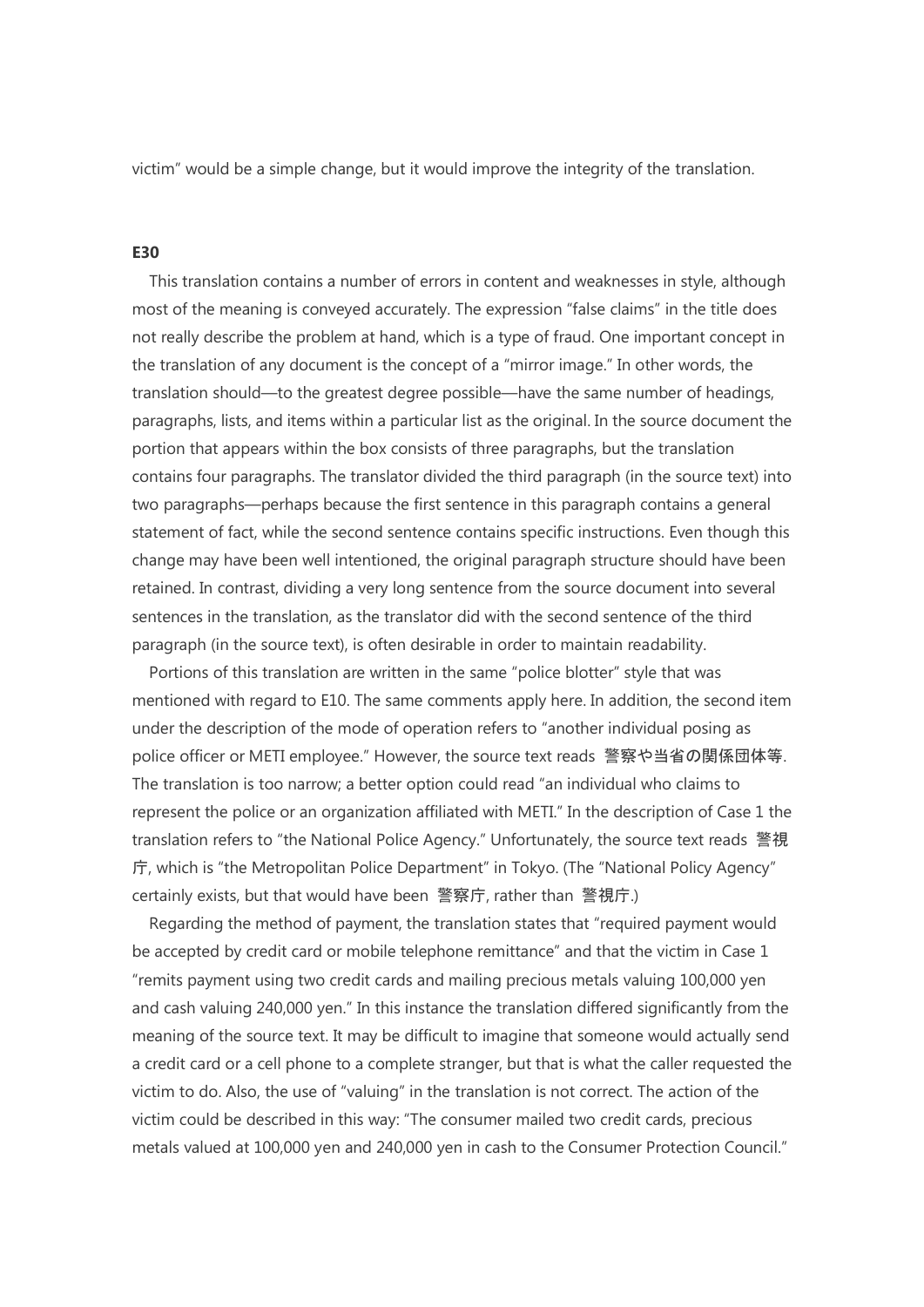victim" would be a simple change, but it would improve the integrity of the translation.

**E30**

This translation contains a number of errors in content and weaknesses in style, although most of the meaning is conveyed accurately. The expression "false claims" in the title does not really describe the problem at hand, which is a type of fraud. One important concept in the translation of any document is the concept of a "mirror image." In other words, the translation should—to the greatest degree possible—have the same number of headings, paragraphs, lists, and items within a particular list as the original. In the source document the portion that appears within the box consists of three paragraphs, but the translation contains four paragraphs. The translator divided the third paragraph (in the source text) into two paragraphs—perhaps because the first sentence in this paragraph contains a general statement of fact, while the second sentence contains specific instructions. Even though this change may have been well intentioned, the original paragraph structure should have been retained. In contrast, dividing a very long sentence from the source document into several sentences in the translation, as the translator did with the second sentence of the third paragraph (in the source text), is often desirable in order to maintain readability.

Portions of this translation are written in the same "police blotter" style that was mentioned with regard to E10. The same comments apply here. In addition, the second item under the description of the mode of operation refers to "another individual posing as police officer or METI employee." However, the source text reads 警察や当省の関係団体等. The translation is too narrow; a better option could read "an individual who claims to represent the police or an organization affiliated with METI." In the description of Case 1 the translation refers to "the National Police Agency." Unfortunately, the source text reads 警視庁, which is "the Metropolitan Police Department" in Tokyo. (The "National Policy Agency" certainly exists, but that would have been 警察庁, rather than 警視庁.)

Regarding the method of payment, the translation states that "required payment would be accepted by credit card or mobile telephone remittance" and that the victim in Case 1 "remits payment using two credit cards and mailing precious metals valuing 100,000 yen and cash valuing 240,000 yen." In this instance the translation differed significantly from the meaning of the source text. It may be difficult to imagine that someone would actually send a credit card or a cell phone to a complete stranger, but that is what the caller requested the victim to do. Also, the use of "valuing" in the translation is not correct. The action of the victim could be described in this way: "The consumer mailed two credit cards, precious metals valued at 100,000 yen and 240,000 yen in cash to the Consumer Protection Council."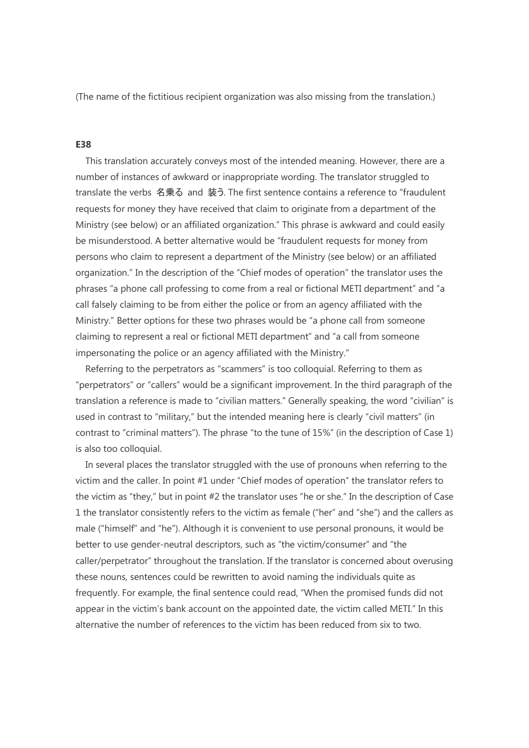(The name of the fictitious recipient organization was also missing from the translation.)

**E38**

This translation accurately conveys most of the intended meaning. However, there are a number of instances of awkward or inappropriate wording. The translator struggled to translate the verbs 名乗る and 装う. The first sentence contains a reference to "fraudulent requests for money they have received that claim to originate from a department of the Ministry (see below) or an affiliated organization." This phrase is awkward and could easily be misunderstood. A better alternative would be "fraudulent requests for money from persons who claim to represent a department of the Ministry (see below) or an affiliated organization." In the description of the "Chief modes of operation" the translator uses the phrases "a phone call professing to come from a real or fictional METI department" and "a call falsely claiming to be from either the police or from an agency affiliated with the Ministry." Better options for these two phrases would be "a phone call from someone claiming to represent a real or fictional METI department" and "a call from someone impersonating the police or an agency affiliated with the Ministry."

Referring to the perpetrators as "scammers" is too colloquial. Referring to them as "perpetrators" or "callers" would be a significant improvement. In the third paragraph of the translation a reference is made to "civilian matters." Generally speaking, the word "civilian" is used in contrast to "military," but the intended meaning here is clearly "civil matters" (in contrast to "criminal matters"). The phrase "to the tune of 15%" (in the description of Case 1) is also too colloquial.

In several places the translator struggled with the use of pronouns when referring to the victim and the caller. In point #1 under "Chief modes of operation" the translator refers to the victim as "they," but in point #2 the translator uses "he or she." In the description of Case 1 the translator consistently refers to the victim as female ("her" and "she") and the callers as male ("himself" and "he"). Although it is convenient to use personal pronouns, it would be better to use gender-neutral descriptors, such as "the victim/consumer" and "the caller/perpetrator" throughout the translation. If the translator is concerned about overusing these nouns, sentences could be rewritten to avoid naming the individuals quite as frequently. For example, the final sentence could read, "When the promised funds did not appear in the victim's bank account on the appointed date, the victim called METI." In this alternative the number of references to the victim has been reduced from six to two.